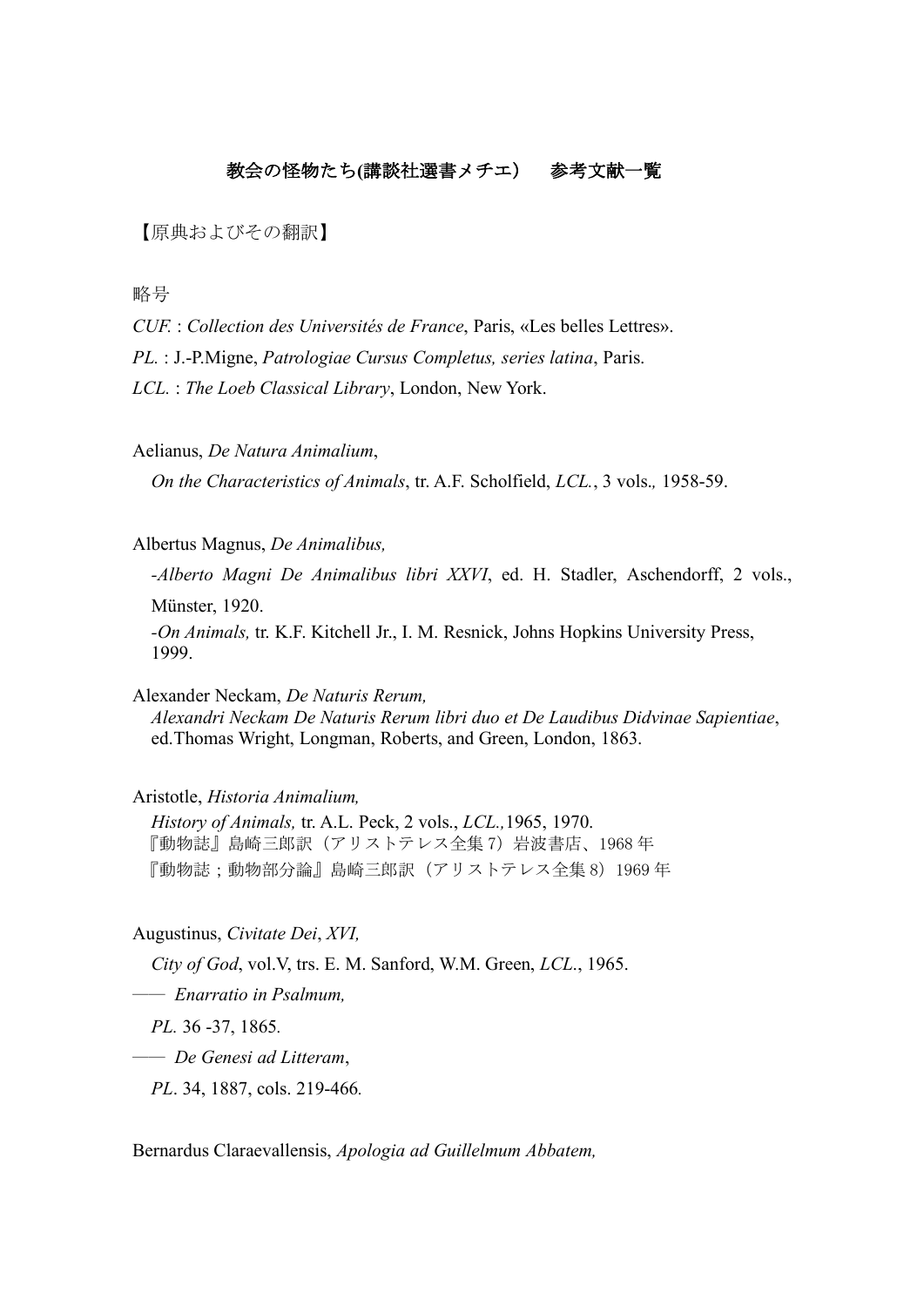# 教会の怪物たち(講談社選書メチエ)　参考文献一覧

【原典およびその翻訳】

略号

*CUF.* : *Collection des Universités de France*, Paris, «Les belles Lettres».

*PL.* : J.-P.Migne, *Patrologiae Cursus Completus, series latina*, Paris.

*LCL.* : *The Loeb Classical Library*, London, New York.

Aelianus, *De Natura Animalium*,

*On the Characteristics of Animals*, tr. A.F. Scholfield, *LCL.*, 3 vols*.,* 1958-59.

Albertus Magnus, *De Animalibus,*

-*Alberto Magni De Animalibus libri XXVI*, ed. H. Stadler, Aschendorff, 2 vols., Münster, 1920.

-*On Animals,* tr. K.F. Kitchell Jr., I. M. Resnick, Johns Hopkins University Press, 1999.

Alexander Neckam, *De Naturis Rerum,*

*Alexandri Neckam De Naturis Rerum libri duo et De Laudibus Didvinae Sapientiae*, ed.Thomas Wright, Longman, Roberts, and Green, London, 1863.

Aristotle, *Historia Animalium,*

*History of Animals,* tr. A.L. Peck, 2 vols., *LCL.,*1965, 1970.

『動物誌』島崎三郎訳（アリストテレス全集 7）岩波書店、1968 年

『動物誌；動物部分論』島崎三郎訳（アリストテレス全集 8）1969 年

Augustinus, *Civitate Dei*, *XVI,*

*City of God*, vol.V, trs. E. M. Sanford, W.M. Green, *LCL*., 1965.

―― *Enarratio in Psalmum,*

*PL.* 36 -37, 1865*.*

―― *De Genesi ad Litteram*,

*PL*. 34, 1887, cols. 219-466*.*

Bernardus Claraevallensis, *Apologia ad Guillelmum Abbatem,*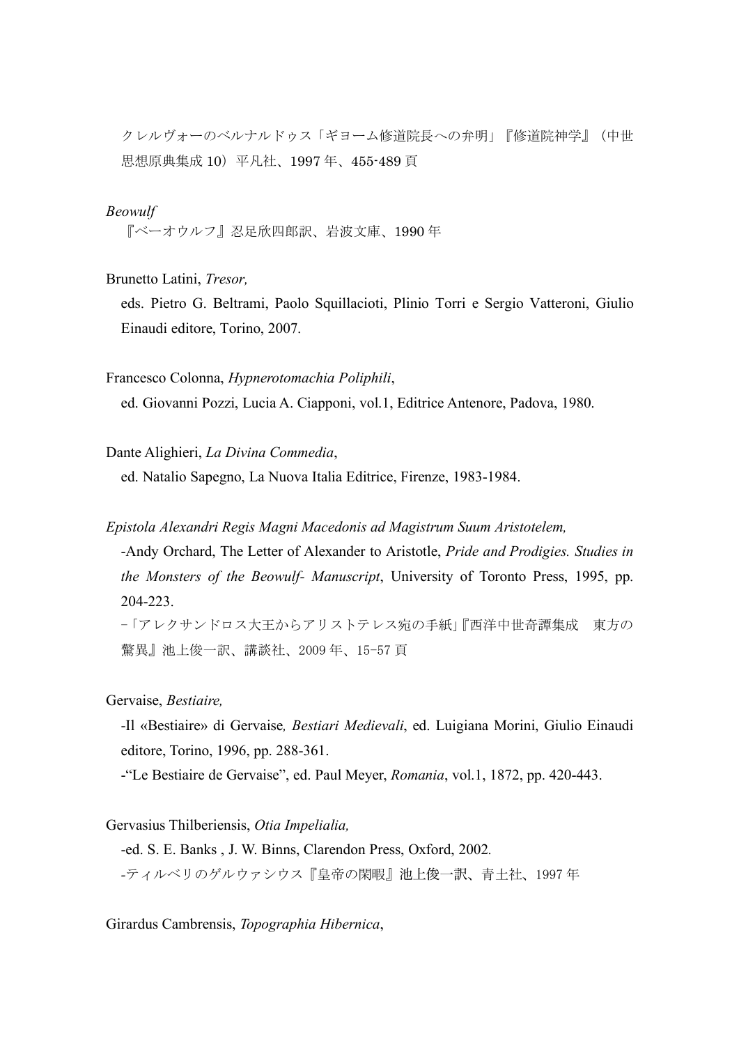クレルヴォーのベルナルドゥス「ギヨーム修道院長への弁明」『修道院神学』（中世思想原典集成 10）平凡社、1997 年、455-489 頁

*Beowulf*

『ベーオウルフ』忍足欣四郎訳、岩波文庫、1990 年

Brunetto Latini, *Tresor,*

eds. Pietro G. Beltrami, Paolo Squillacioti, Plinio Torri e Sergio Vatteroni, Giulio Einaudi editore, Torino, 2007.

Francesco Colonna, *Hypnerotomachia Poliphili*,

ed. Giovanni Pozzi, Lucia A. Ciapponi, vol.1, Editrice Antenore, Padova, 1980.

Dante Alighieri, *La Divina Commedia*,

ed. Natalio Sapegno, La Nuova Italia Editrice, Firenze, 1983-1984.

*Epistola Alexandri Regis Magni Macedonis ad Magistrum Suum Aristotelem,*

-Andy Orchard, The Letter of Alexander to Aristotle, *Pride and Prodigies. Studies in the Monsters of the Beowulf- Manuscript*, University of Toronto Press, 1995, pp. 204-223.

-「アレクサンドロス大王からアリストテレス宛の手紙」『西洋中世奇譚集成　東方の驚異』池上俊一訳、講談社、2009 年、15-57 頁

Gervaise, *Bestiaire,*

-Il «Bestiaire» di Gervaise*, Bestiari Medievali*, ed. Luigiana Morini, Giulio Einaudi editore, Torino, 1996, pp. 288-361.

-"Le Bestiaire de Gervaise", ed. Paul Meyer, *Romania*, vol.1, 1872, pp. 420-443.

Gervasius Thilberiensis, *Otia Impelialia,*

-ed. S. E. Banks , J. W. Binns, Clarendon Press, Oxford, 2002.

-ティルベリのゲルウァシウス『皇帝の閑暇』池上俊一訳、青土社、1997 年

Girardus Cambrensis, *Topographia Hibernica*,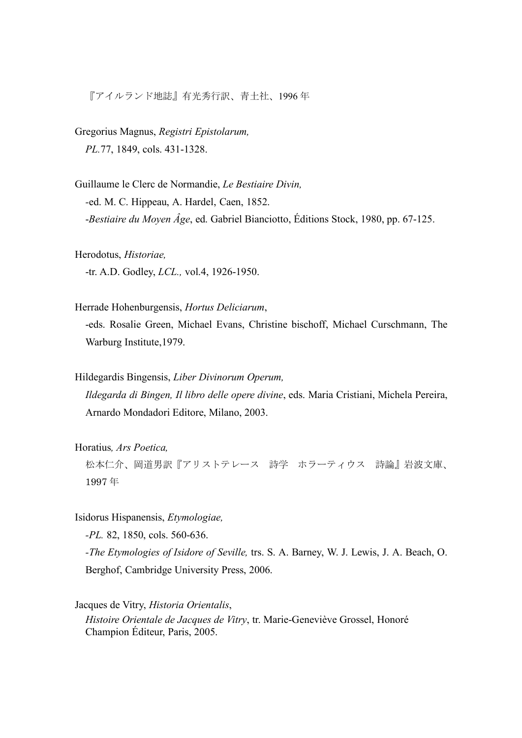『アイルランド地誌』有光秀行訳、青土社、1996 年

Gregorius Magnus, *Registri Epistolarum,*
*PL.*77, 1849, cols. 431-1328.

Guillaume le Clerc de Normandie, *Le Bestiaire Divin,*
-ed. M. C. Hippeau, A. Hardel, Caen, 1852.
-*Bestiaire du Moyen Âge*, ed. Gabriel Bianciotto, Éditions Stock, 1980, pp. 67-125.

Herodotus, *Historiae,*
-tr. A.D. Godley, *LCL.,* vol.4, 1926-1950.

Herrade Hohenburgensis, *Hortus Deliciarum*,
-eds. Rosalie Green, Michael Evans, Christine bischoff, Michael Curschmann, The Warburg Institute,1979.

Hildegardis Bingensis, *Liber Divinorum Operum,*
*Ildegarda di Bingen, Il libro delle opere divine*, eds. Maria Cristiani, Michela Pereira, Arnardo Mondadori Editore, Milano, 2003.

Horatius*, Ars Poetica,*
松本仁介、岡道男訳『アリストテレース　詩学　ホラーティウス　詩論』岩波文庫、1997 年

Isidorus Hispanensis, *Etymologiae,*
-*PL.* 82, 1850, cols. 560-636.
-*The Etymologies of Isidore of Seville,* trs. S. A. Barney, W. J. Lewis, J. A. Beach, O. Berghof, Cambridge University Press, 2006.

Jacques de Vitry, *Historia Orientalis*,
*Histoire Orientale de Jacques de Vitry*, tr. Marie-Geneviève Grossel, Honoré Champion Éditeur, Paris, 2005.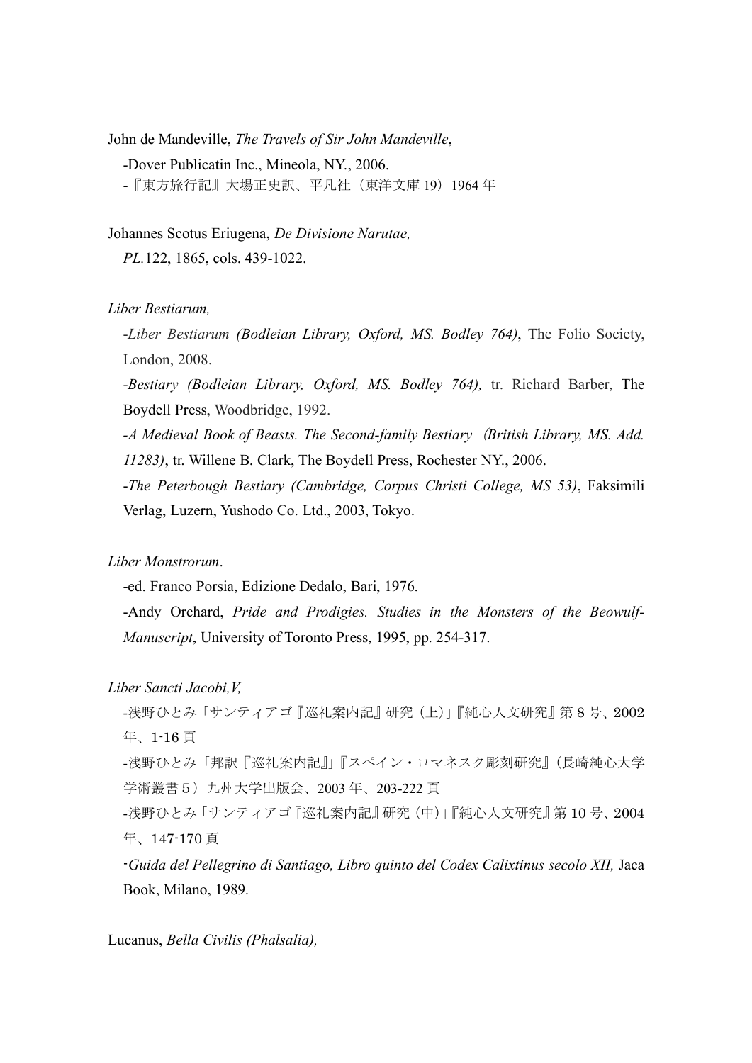John de Mandeville, *The Travels of Sir John Mandeville*,

-Dover Publicatin Inc., Mineola, NY., 2006.

-『東方旅行記』大場正史訳、平凡社（東洋文庫 19）1964 年

Johannes Scotus Eriugena, *De Divisione Narutae,*

*PL.*122, 1865, cols. 439-1022.

*Liber Bestiarum,*

-*Liber Bestiarum (Bodleian Library, Oxford, MS. Bodley 764)*, The Folio Society, London, 2008.

-*Bestiary (Bodleian Library, Oxford, MS. Bodley 764),* tr. Richard Barber, The Boydell Press, Woodbridge, 1992.

-*A Medieval Book of Beasts. The Second-family Bestiary （British Library, MS. Add. 11283)*, tr. Willene B. Clark, The Boydell Press, Rochester NY., 2006.

-*The Peterbough Bestiary (Cambridge, Corpus Christi College, MS 53)*, Faksimili Verlag, Luzern, Yushodo Co. Ltd., 2003, Tokyo.

*Liber Monstrorum*.

-ed. Franco Porsia, Edizione Dedalo, Bari, 1976.

-Andy Orchard, *Pride and Prodigies. Studies in the Monsters of the Beowulf-Manuscript*, University of Toronto Press, 1995, pp. 254-317.

*Liber Sancti Jacobi,V,*

-浅野ひとみ「サンティアゴ『巡礼案内記』研究（上）」『純心人文研究』第 8 号、2002 年、1-16 頁

-浅野ひとみ「邦訳『巡礼案内記』」『スペイン・ロマネスク彫刻研究』（長崎純心大学学術叢書５）九州大学出版会、2003 年、203-222 頁

-浅野ひとみ「サンティアゴ『巡礼案内記』研究（中）」『純心人文研究』第 10 号、2004 年、147-170 頁

-*Guida del Pellegrino di Santiago, Libro quinto del Codex Calixtinus secolo XII,* Jaca Book, Milano, 1989.

Lucanus, *Bella Civilis (Phalsalia),*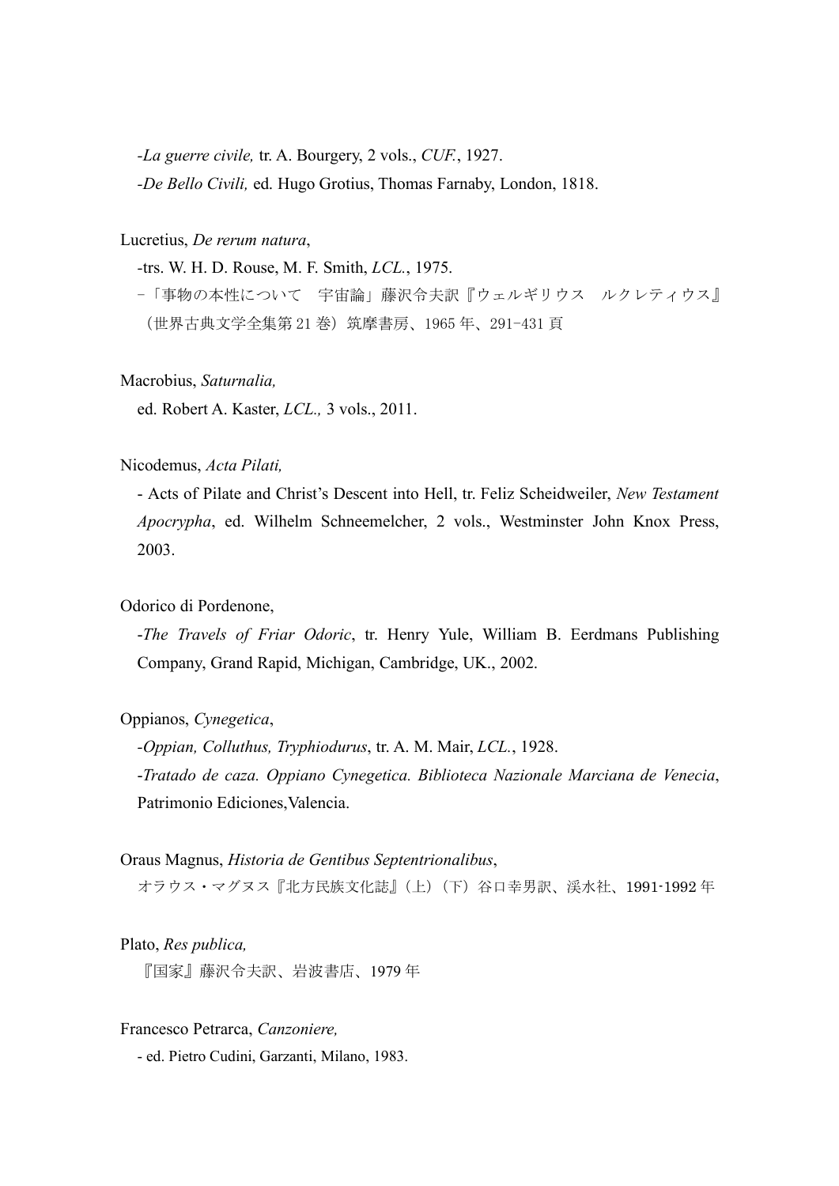-*La guerre civile,* tr. A. Bourgery, 2 vols., *CUF.*, 1927.

-*De Bello Civili,* ed. Hugo Grotius, Thomas Farnaby, London, 1818.

Lucretius, *De rerum natura*,

-trs. W. H. D. Rouse, M. F. Smith, *LCL.*, 1975.

-「事物の本性について　宇宙論」藤沢令夫訳『ウェルギリウス　ルクレティウス』（世界古典文学全集第 21 巻）筑摩書房、1965 年、291-431 頁

Macrobius, *Saturnalia,*

ed. Robert A. Kaster, *LCL.,* 3 vols., 2011.

Nicodemus, *Acta Pilati,*

- Acts of Pilate and Christ's Descent into Hell, tr. Feliz Scheidweiler, *New Testament Apocrypha*, ed. Wilhelm Schneemelcher, 2 vols., Westminster John Knox Press, 2003.

Odorico di Pordenone,

-*The Travels of Friar Odoric*, tr. Henry Yule, William B. Eerdmans Publishing Company, Grand Rapid, Michigan, Cambridge, UK., 2002.

Oppianos, *Cynegetica*,

-*Oppian, Colluthus, Tryphiodurus*, tr. A. M. Mair, *LCL.*, 1928.

-*Tratado de caza. Oppiano Cynegetica. Biblioteca Nazionale Marciana de Venecia*, Patrimonio Ediciones,Valencia.

Oraus Magnus, *Historia de Gentibus Septentrionalibus*,

オラウス・マグヌス『北方民族文化誌』（上）（下）谷口幸男訳、渓水社、1991-1992 年

Plato, *Res publica,*

『国家』藤沢令夫訳、岩波書店、1979 年

Francesco Petrarca, *Canzoniere,*

- ed. Pietro Cudini, Garzanti, Milano, 1983.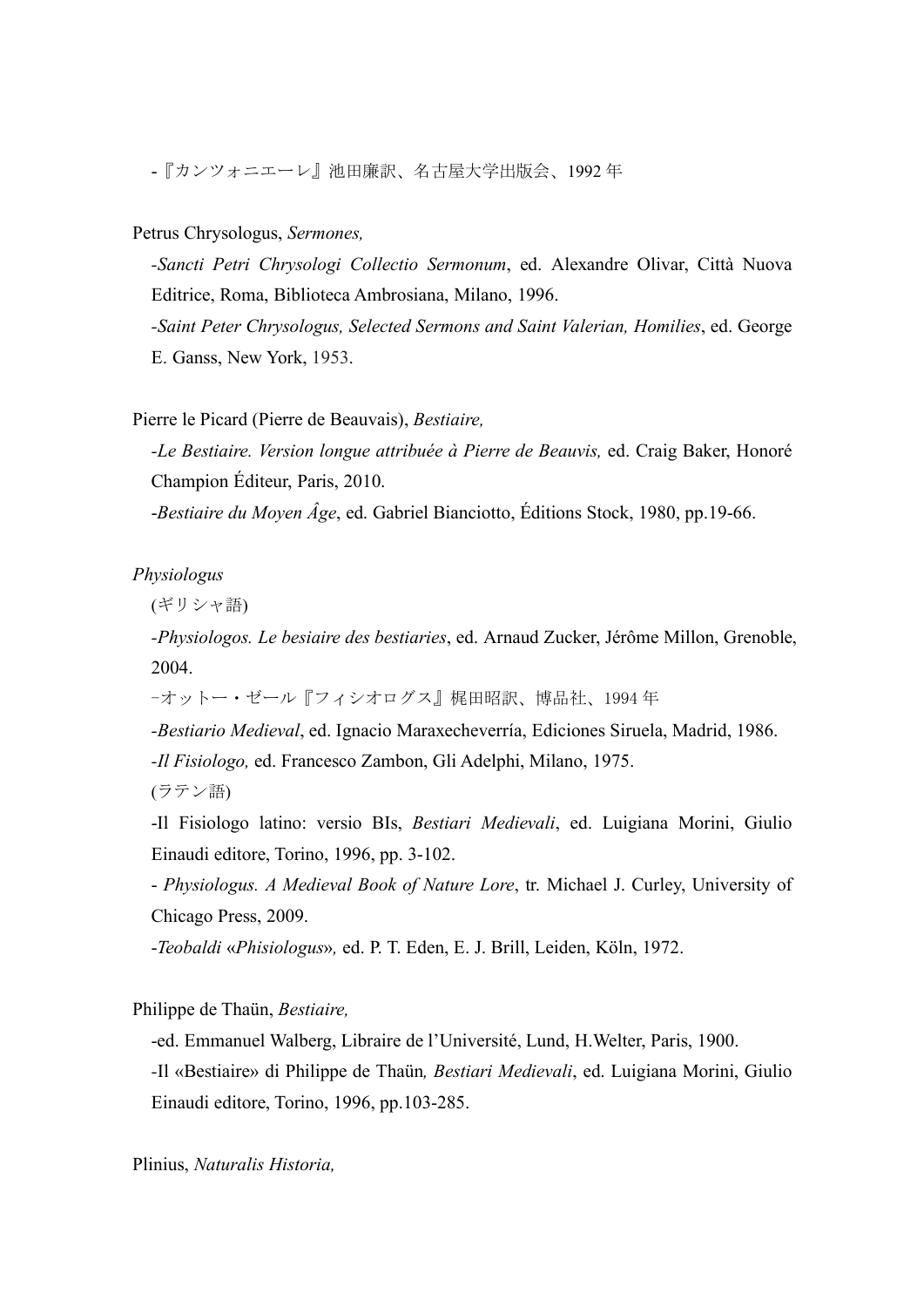-『カンツォニエーレ』池田廉訳、名古屋大学出版会、1992 年

Petrus Chrysologus, *Sermones,*

-*Sancti Petri Chrysologi Collectio Sermonum*, ed. Alexandre Olivar, Città Nuova Editrice, Roma, Biblioteca Ambrosiana, Milano, 1996.

-*Saint Peter Chrysologus, Selected Sermons and Saint Valerian, Homilies*, ed. George E. Ganss, New York, 1953.

Pierre le Picard (Pierre de Beauvais), *Bestiaire,*

-*Le Bestiaire. Version longue attribuée à Pierre de Beauvis,* ed. Craig Baker, Honoré Champion Éditeur, Paris, 2010.

-*Bestiaire du Moyen Âge*, ed. Gabriel Bianciotto, Éditions Stock, 1980, pp.19-66.

*Physiologus*

(ギリシャ語)

-*Physiologos. Le besiaire des bestiaries*, ed. Arnaud Zucker, Jérôme Millon, Grenoble, 2004.

-オットー・ゼール『フィシオログス』梶田昭訳、博品社、1994 年

-*Bestiario Medieval*, ed. Ignacio Maraxecheverría, Ediciones Siruela, Madrid, 1986.

-*Il Fisiologo,* ed. Francesco Zambon, Gli Adelphi, Milano, 1975.

(ラテン語)

-Il Fisiologo latino: versio BIs, *Bestiari Medievali*, ed. Luigiana Morini, Giulio Einaudi editore, Torino, 1996, pp. 3-102.

- *Physiologus. A Medieval Book of Nature Lore*, tr. Michael J. Curley, University of Chicago Press, 2009.

-*Teobaldi* «*Phisiologus*»*,* ed. P. T. Eden, E. J. Brill, Leiden, Köln, 1972.

Philippe de Thaün, *Bestiaire,*

-ed. Emmanuel Walberg, Libraire de l'Université, Lund, H.Welter, Paris, 1900.

-Il «Bestiaire» di Philippe de Thaün*, Bestiari Medievali*, ed. Luigiana Morini, Giulio Einaudi editore, Torino, 1996, pp.103-285.

Plinius, *Naturalis Historia,*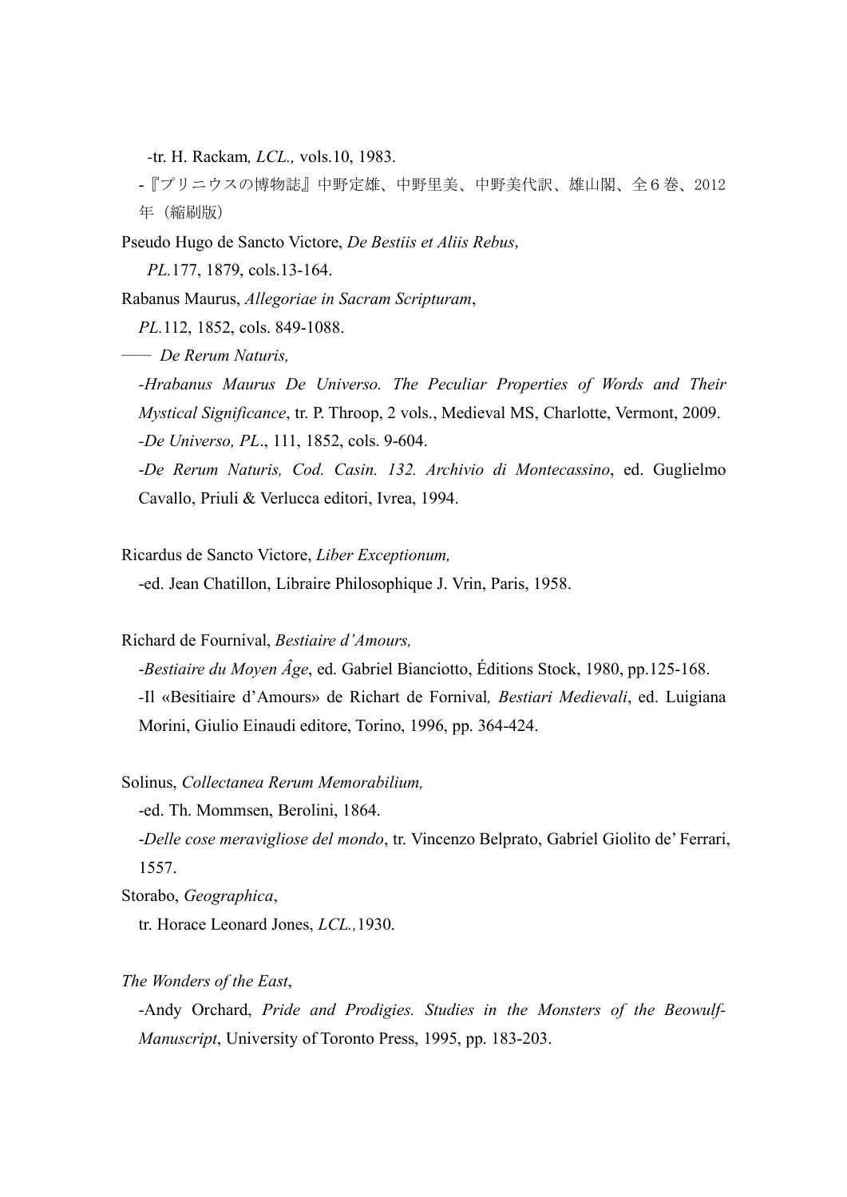-tr. H. Rackam*, LCL.,* vols.10, 1983.

-『プリニウスの博物誌』中野定雄、中野里美、中野美代訳、雄山閣、全６巻、2012年（縮刷版）

Pseudo Hugo de Sancto Victore, *De Bestiis et Aliis Rebus*,

*PL.*177, 1879, cols.13-164.

Rabanus Maurus, *Allegoriae in Sacram Scripturam*,

*PL.*112, 1852, cols. 849-1088.

―― *De Rerum Naturis,*

-*Hrabanus Maurus De Universo. The Peculiar Properties of Words and Their Mystical Significance*, tr. P. Throop, 2 vols., Medieval MS, Charlotte, Vermont, 2009.

-*De Universo, PL*., 111, 1852, cols. 9-604.

-*De Rerum Naturis, Cod. Casin. 132. Archivio di Montecassino*, ed. Guglielmo Cavallo, Priuli & Verlucca editori, Ivrea, 1994.

Ricardus de Sancto Victore, *Liber Exceptionum,*

-ed. Jean Chatillon, Libraire Philosophique J. Vrin, Paris, 1958.

Richard de Fournival, *Bestiaire d'Amours,*

-*Bestiaire du Moyen Âge*, ed. Gabriel Bianciotto, Éditions Stock, 1980, pp.125-168.

-Il «Besitiaire d'Amours» de Richart de Fornival*, Bestiari Medievali*, ed. Luigiana Morini, Giulio Einaudi editore, Torino, 1996, pp. 364-424.

Solinus, *Collectanea Rerum Memorabilium,*

-ed. Th. Mommsen, Berolini, 1864.

-*Delle cose meravigliose del mondo*, tr. Vincenzo Belprato, Gabriel Giolito de' Ferrari, 1557.

Storabo, *Geographica*,

tr. Horace Leonard Jones, *LCL.,*1930.

*The Wonders of the East*,

-Andy Orchard, *Pride and Prodigies. Studies in the Monsters of the Beowulf-Manuscript*, University of Toronto Press, 1995, pp. 183-203.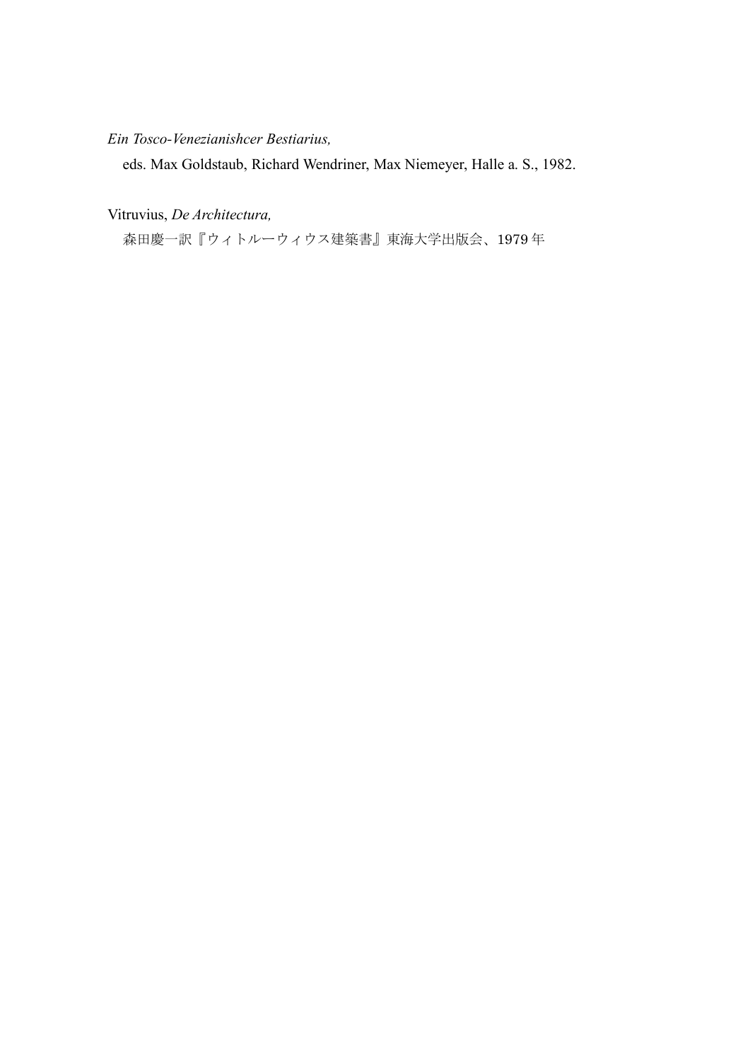*Ein Tosco-Venezianishcer Bestiarius,*

eds. Max Goldstaub, Richard Wendriner, Max Niemeyer, Halle a. S., 1982.

Vitruvius, *De Architectura,*

森田慶一訳『ウィトルーウィウス建築書』東海大学出版会、1979 年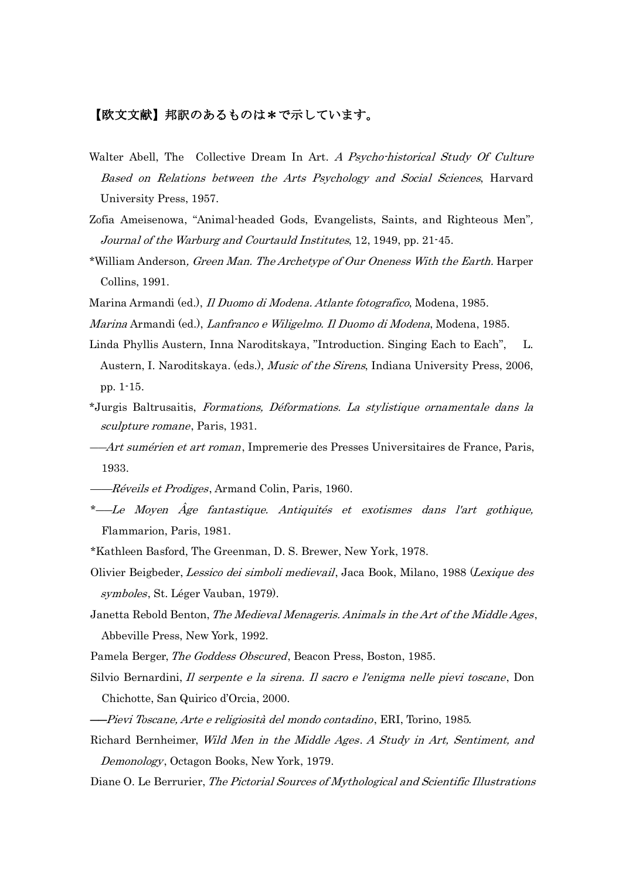## 【欧文文献】邦訳のあるものは＊で示しています。

Walter Abell, The Collective Dream In Art. *A Psycho-historical Study Of Culture Based on Relations between the Arts Psychology and Social Sciences*, Harvard University Press, 1957.

Zofia Ameisenowa, "Animal-headed Gods, Evangelists, Saints, and Righteous Men", *Journal of the Warburg and Courtauld Institutes*, 12, 1949, pp. 21-45.

*William Anderson, *Green Man. The Archetype of Our Oneness With the Earth.* Harper Collins, 1991.

Marina Armandi (ed.), *Il Duomo di Modena. Atlante fotografico*, Modena, 1985.

*Marina* Armandi (ed.), *Lanfranco e Wiligelmo. Il Duomo di Modena*, Modena, 1985.

Linda Phyllis Austern, Inna Naroditskaya, "Introduction. Singing Each to Each", L. Austern, I. Naroditskaya. (eds.), *Music of the Sirens*, Indiana University Press, 2006, pp. 1-15.

*Jurgis Baltrusaitis, *Formations, Déformations. La stylistique ornamentale dans la sculpture romane*, Paris, 1931.

—*Art sumérien et art roman*, Impremerie des Presses Universitaires de France, Paris, 1933.

——*Réveils et Prodiges*, Armand Colin, Paris, 1960.

*—*Le Moyen Âge fantastique. Antiquités et exotismes dans l'art gothique,* Flammarion, Paris, 1981.

*Kathleen Basford, The Greenman, D. S. Brewer, New York, 1978.

Olivier Beigbeder, *Lessico dei simboli medievail*, Jaca Book, Milano, 1988 (*Lexique des symboles*, St. Léger Vauban, 1979).

Janetta Rebold Benton, *The Medieval Menageris. Animals in the Art of the Middle Ages*, Abbeville Press, New York, 1992.

Pamela Berger, *The Goddess Obscured*, Beacon Press, Boston, 1985.

Silvio Bernardini, *Il serpente e la sirena. Il sacro e l'enigma nelle pievi toscane*, Don Chichotte, San Quirico d'Orcia, 2000.

—*Pievi Toscane, Arte e religiosità del mondo contadino*, ERI, Torino, 1985.

Richard Bernheimer, *Wild Men in the Middle Ages*. *A Study in Art, Sentiment, and Demonology*, Octagon Books, New York, 1979.

Diane O. Le Berrurier, *The Pictorial Sources of Mythological and Scientific Illustrations*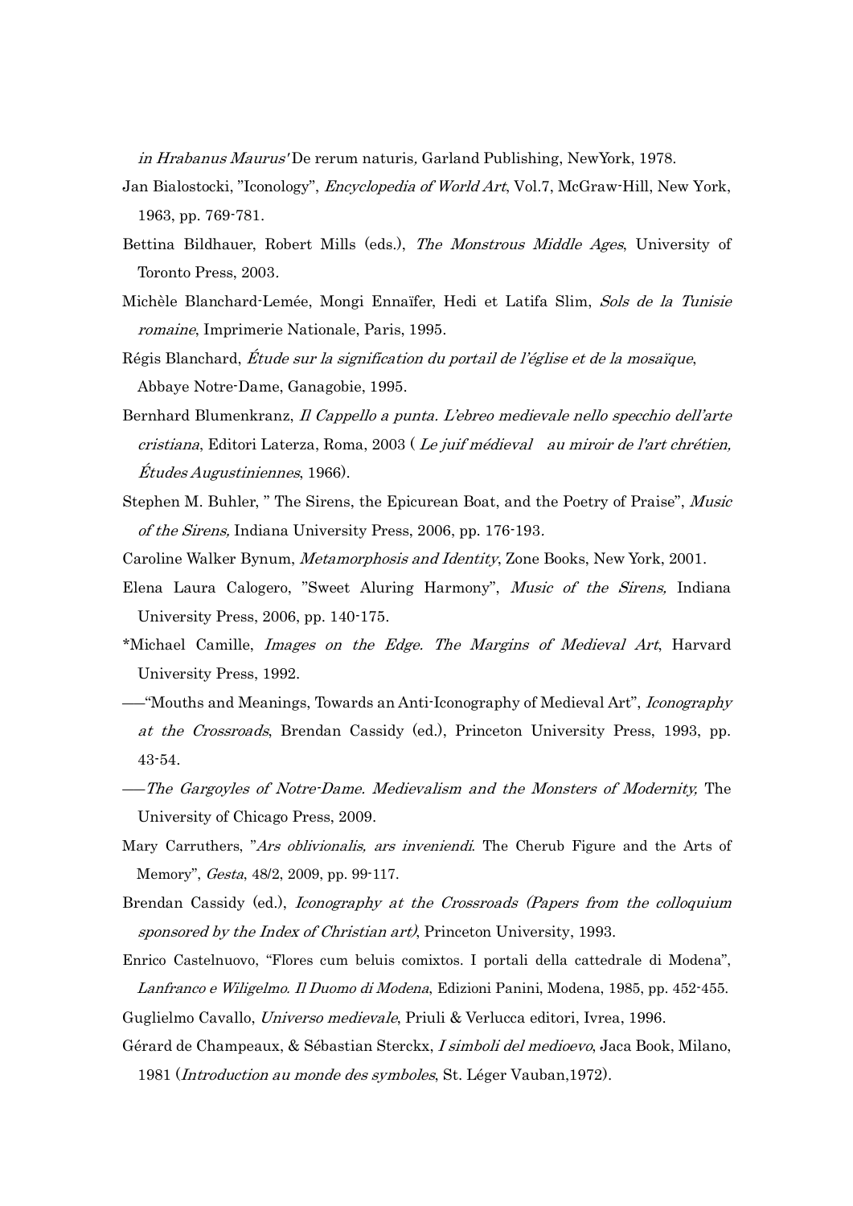*in Hrabanus Maurus'* De rerum naturis, Garland Publishing, NewYork, 1978.

Jan Bialostocki, "Iconology", *Encyclopedia of World Art*, Vol.7, McGraw-Hill, New York, 1963, pp. 769-781.

Bettina Bildhauer, Robert Mills (eds.), *The Monstrous Middle Ages*, University of Toronto Press, 2003.

Michèle Blanchard-Lemée, Mongi Ennaïfer, Hedi et Latifa Slim, *Sols de la Tunisie romaine*, Imprimerie Nationale, Paris, 1995.

Régis Blanchard, *Étude sur la signification du portail de l'église et de la mosaïque*, Abbaye Notre-Dame, Ganagobie, 1995.

Bernhard Blumenkranz, *Il Cappello a punta. L'ebreo medievale nello specchio dell'arte cristiana*, Editori Laterza, Roma, 2003 ( *Le juif médieval au miroir de l'art chrétien, Études Augustiniennes*, 1966).

Stephen M. Buhler, " The Sirens, the Epicurean Boat, and the Poetry of Praise", *Music of the Sirens,* Indiana University Press, 2006, pp. 176-193.

Caroline Walker Bynum, *Metamorphosis and Identity*, Zone Books, New York, 2001.

Elena Laura Calogero, "Sweet Aluring Harmony", *Music of the Sirens,* Indiana University Press, 2006, pp. 140-175.

*Michael Camille, *Images on the Edge. The Margins of Medieval Art*, Harvard University Press, 1992.

――"Mouths and Meanings, Towards an Anti-Iconography of Medieval Art", *Iconography at the Crossroads*, Brendan Cassidy (ed.), Princeton University Press, 1993, pp. 43-54.

――*The Gargoyles of Notre-Dame. Medievalism and the Monsters of Modernity,* The University of Chicago Press, 2009.

Mary Carruthers, "*Ars oblivionalis, ars inveniendi*. The Cherub Figure and the Arts of Memory", *Gesta*, 48/2, 2009, pp. 99-117.

Brendan Cassidy (ed.), *Iconography at the Crossroads (Papers from the colloquium sponsored by the Index of Christian art)*, Princeton University, 1993.

Enrico Castelnuovo, "Flores cum beluis comixtos. I portali della cattedrale di Modena", *Lanfranco e Wiligelmo. Il Duomo di Modena*, Edizioni Panini, Modena, 1985, pp. 452-455.

Guglielmo Cavallo, *Universo medievale*, Priuli & Verlucca editori, Ivrea, 1996.

Gérard de Champeaux, & Sébastian Sterckx, *I simboli del medioevo*, Jaca Book, Milano, 1981 (*Introduction au monde des symboles*, St. Léger Vauban,1972).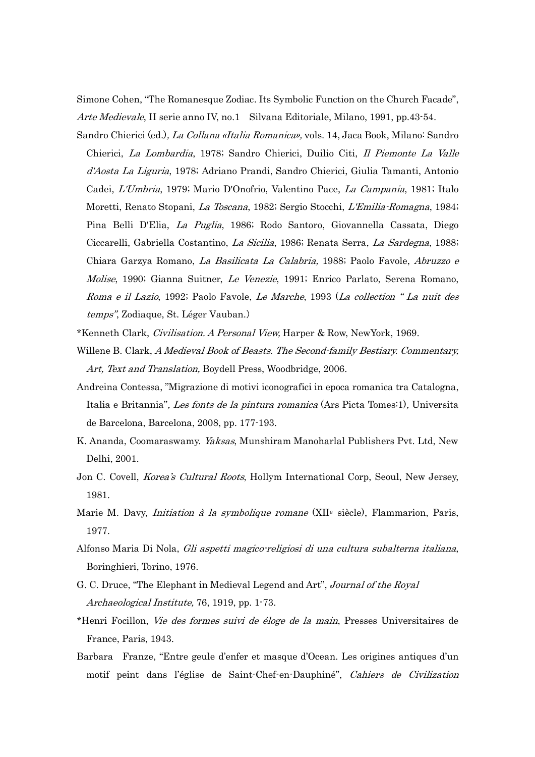Simone Cohen, "The Romanesque Zodiac. Its Symbolic Function on the Church Facade", *Arte Medievale*, II serie anno IV, no.1　Silvana Editoriale, Milano, 1991, pp.43-54.

Sandro Chierici (ed.), *La Collana «Italia Romanica»,* vols. 14, Jaca Book, Milano: Sandro Chierici, *La Lombardia*, 1978; Sandro Chierici, Duilio Citi, *Il Piemonte La Valle d'Aosta La Liguria*, 1978; Adriano Prandi, Sandro Chierici, Giulia Tamanti, Antonio Cadei, *L'Umbria*, 1979; Mario D'Onofrio, Valentino Pace, *La Campania*, 1981; Italo Moretti, Renato Stopani, *La Toscana*, 1982; Sergio Stocchi, *L'Emilia-Romagna*, 1984; Pina Belli D'Elia, *La Puglia*, 1986; Rodo Santoro, Giovannella Cassata, Diego Ciccarelli, Gabriella Costantino, *La Sicilia*, 1986; Renata Serra, *La Sardegna*, 1988; Chiara Garzya Romano, *La Basilicata La Calabria,* 1988; Paolo Favole, *Abruzzo e Molise*, 1990; Gianna Suitner, *Le Venezie*, 1991; Enrico Parlato, Serena Romano, *Roma e il Lazio*, 1992; Paolo Favole, *Le Marche*, 1993 (*La collection " La nuit des temps"*, Zodiaque, St. Léger Vauban.)

*Kenneth Clark, *Civilisation. A Personal View,* Harper & Row, NewYork, 1969.

Willene B. Clark, *A Medieval Book of Beasts. The Second-family Bestiary. Commentary, Art, Text and Translation,* Boydell Press, Woodbridge, 2006.

Andreina Contessa, "Migrazione di motivi iconografici in epoca romanica tra Catalogna, Italia e Britannia", *Les fonts de la pintura romanica* (Ars Picta Tomes:1), Universita de Barcelona, Barcelona, 2008, pp. 177-193.

K. Ananda, Coomaraswamy. *Yaksas*, Munshiram Manoharlal Publishers Pvt. Ltd, New Delhi, 2001.

Jon C. Covell, *Korea's Cultural Roots*, Hollym International Corp, Seoul, New Jersey, 1981.

Marie M. Davy, *Initiation à la symbolique romane* (XII[e] siècle), Flammarion, Paris, 1977.

Alfonso Maria Di Nola, *Gli aspetti magico-religiosi di una cultura subalterna italiana*, Boringhieri, Torino, 1976.

G. C. Druce, "The Elephant in Medieval Legend and Art", *Journal of the Royal Archaeological Institute,* 76, 1919, pp. 1-73.

*Henri Focillon, *Vie des formes suivi de éloge de la main*, Presses Universitaires de France, Paris, 1943.

Barbara　Franze, "Entre geule d'enfer et masque d'Ocean. Les origines antiques d'un motif peint dans l'église de Saint-Chef-en-Dauphiné", *Cahiers de Civilization*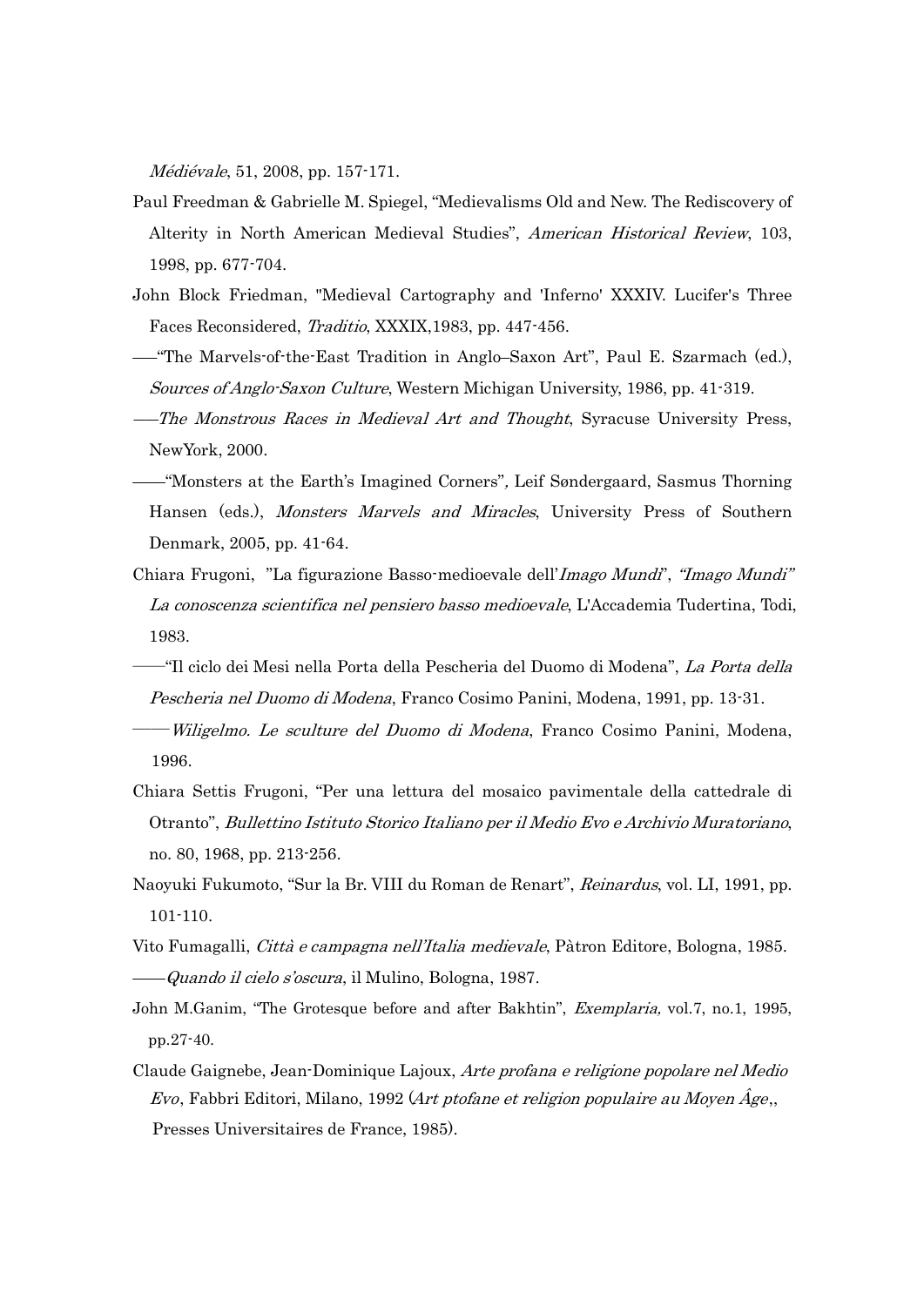*Médiévale*, 51, 2008, pp. 157-171.

Paul Freedman & Gabrielle M. Spiegel, "Medievalisms Old and New. The Rediscovery of Alterity in North American Medieval Studies", *American Historical Review*, 103, 1998, pp. 677-704.

John Block Friedman, "Medieval Cartography and 'Inferno' XXXIV. Lucifer's Three Faces Reconsidered, *Traditio*, XXXIX,1983, pp. 447-456.

—"The Marvels-of-the-East Tradition in Anglo–Saxon Art", Paul E. Szarmach (ed.), *Sources of Anglo-Saxon Culture*, Western Michigan University, 1986, pp. 41-319.

—*The Monstrous Races in Medieval Art and Thought*, Syracuse University Press, NewYork, 2000.

——"Monsters at the Earth's Imagined Corners", Leif Søndergaard, Sasmus Thorning Hansen (eds.), *Monsters Marvels and Miracles*, University Press of Southern Denmark, 2005, pp. 41-64.

Chiara Frugoni, "La figurazione Basso-medioevale dell'*Imago Mundi*", *"Imago Mundi" La conoscenza scientifica nel pensiero basso medioevale*, L'Accademia Tudertina, Todi, 1983.

——"Il ciclo dei Mesi nella Porta della Pescheria del Duomo di Modena", *La Porta della Pescheria nel Duomo di Modena*, Franco Cosimo Panini, Modena, 1991, pp. 13-31.

——*Wiligelmo. Le sculture del Duomo di Modena*, Franco Cosimo Panini, Modena, 1996.

Chiara Settis Frugoni, "Per una lettura del mosaico pavimentale della cattedrale di Otranto", *Bullettino Istituto Storico Italiano per il Medio Evo e Archivio Muratoriano*, no. 80, 1968, pp. 213-256.

Naoyuki Fukumoto, "Sur la Br. VIII du Roman de Renart", *Reinardus*, vol. LI, 1991, pp. 101-110.

Vito Fumagalli, *Città e campagna nell'Italia medievale*, Pàtron Editore, Bologna, 1985.

——*Quando il cielo s'oscura*, il Mulino, Bologna, 1987.

John M.Ganim, "The Grotesque before and after Bakhtin", *Exemplaria,* vol.7, no.1, 1995, pp.27-40.

Claude Gaignebe, Jean-Dominique Lajoux, *Arte profana e religione popolare nel Medio Evo*, Fabbri Editori, Milano, 1992 (*Art ptofane et religion populaire au Moyen Âge*,, Presses Universitaires de France, 1985).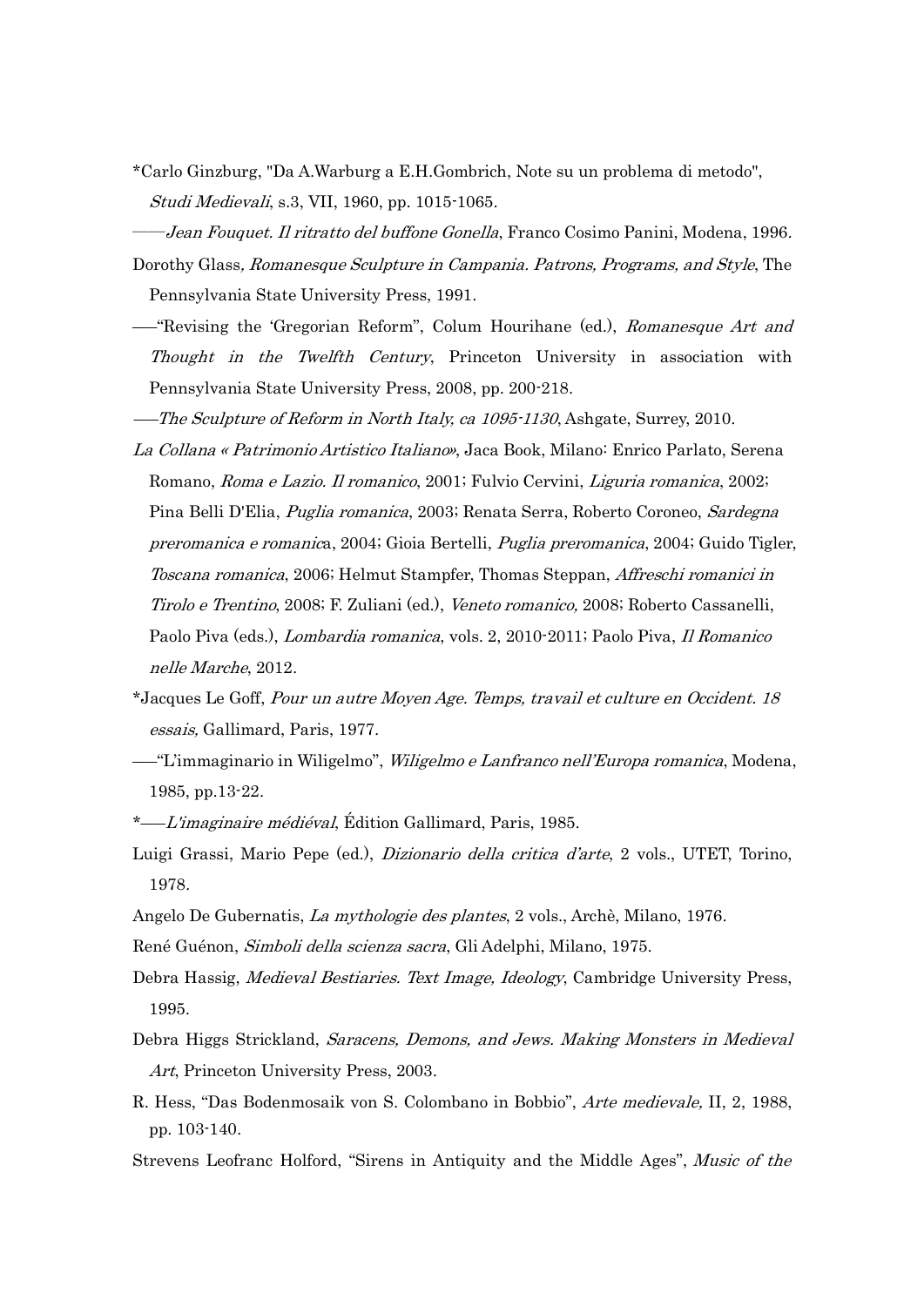*Carlo Ginzburg, "Da A.Warburg a E.H.Gombrich, Note su un problema di metodo", *Studi Medievali*, s.3, VII, 1960, pp. 1015-1065.

——*Jean Fouquet. Il ritratto del buffone Gonella*, Franco Cosimo Panini, Modena, 1996.

Dorothy Glass*, Romanesque Sculpture in Campania. Patrons, Programs, and Style*, The Pennsylvania State University Press, 1991.

—"Revising the 'Gregorian Reform", Colum Hourihane (ed.), *Romanesque Art and Thought in the Twelfth Century*, Princeton University in association with Pennsylvania State University Press, 2008, pp. 200-218.

—*The Sculpture of Reform in North Italy, ca 1095-1130*, Ashgate, Surrey, 2010.

*La Collana « Patrimonio Artistico Italiano»*, Jaca Book, Milano: Enrico Parlato, Serena Romano, *Roma e Lazio. Il romanico*, 2001; Fulvio Cervini, *Liguria romanica*, 2002; Pina Belli D'Elia, *Puglia romanica*, 2003; Renata Serra, Roberto Coroneo, *Sardegna preromanica e romanic*a, 2004; Gioia Bertelli, *Puglia preromanica*, 2004; Guido Tigler, *Toscana romanica*, 2006; Helmut Stampfer, Thomas Steppan, *Affreschi romanici in Tirolo e Trentino*, 2008; F. Zuliani (ed.), *Veneto romanico,* 2008; Roberto Cassanelli, Paolo Piva (eds.), *Lombardia romanica*, vols. 2, 2010-2011; Paolo Piva, *Il Romanico nelle Marche*, 2012.

*Jacques Le Goff, *Pour un autre Moyen Age. Temps, travail et culture en Occident. 18 essais,* Gallimard, Paris, 1977.

—"L'immaginario in Wiligelmo", *Wiligelmo e Lanfranco nell'Europa romanica*, Modena, 1985, pp.13-22.

*—*L'imaginaire médiéval*, Édition Gallimard, Paris, 1985.

Luigi Grassi, Mario Pepe (ed.), *Dizionario della critica d'arte*, 2 vols., UTET, Torino, 1978.

Angelo De Gubernatis, *La mythologie des plantes*, 2 vols., Archè, Milano, 1976.

René Guénon, *Simboli della scienza sacra*, Gli Adelphi, Milano, 1975.

Debra Hassig, *Medieval Bestiaries. Text Image, Ideology*, Cambridge University Press, 1995.

Debra Higgs Strickland, *Saracens, Demons, and Jews. Making Monsters in Medieval Art*, Princeton University Press, 2003.

R. Hess, "Das Bodenmosaik von S. Colombano in Bobbio", *Arte medievale,* II, 2, 1988, pp. 103-140.

Strevens Leofranc Holford, "Sirens in Antiquity and the Middle Ages", *Music of the*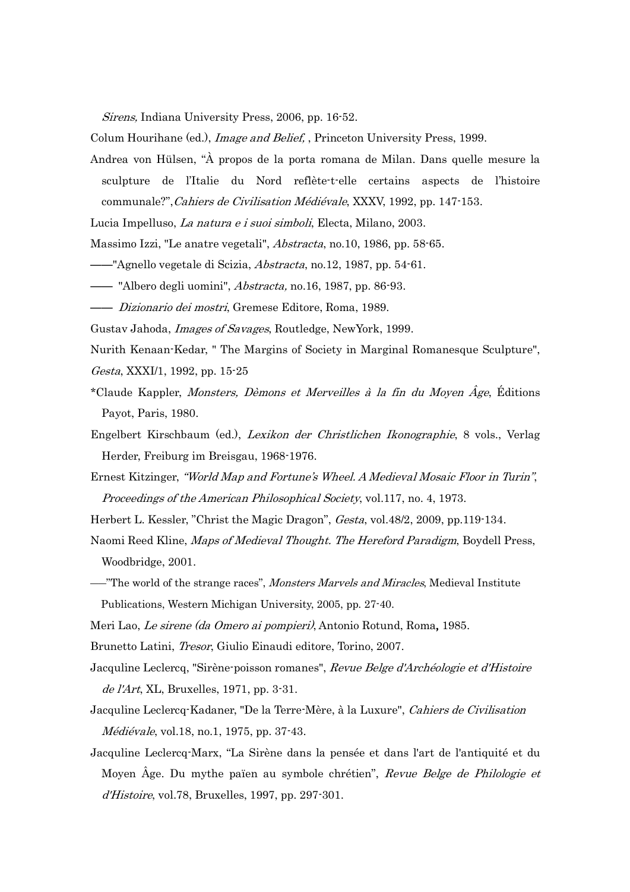*Sirens,* Indiana University Press, 2006, pp. 16-52.

Colum Hourihane (ed.), *Image and Belief,* , Princeton University Press, 1999.

Andrea von Hülsen, "À propos de la porta romana de Milan. Dans quelle mesure la sculpture de l'Italie du Nord reflète-t-elle certains aspects de l'histoire communale?", *Cahiers de Civilisation Médiévale*, XXXV, 1992, pp. 147-153.

Lucia Impelluso, *La natura e i suoi simboli*, Electa, Milano, 2003.

Massimo Izzi, "Le anatre vegetali", *Abstracta*, no.10, 1986, pp. 58-65.

——"Agnello vegetale di Scizia, *Abstracta*, no.12, 1987, pp. 54-61.

—— "Albero degli uomini", *Abstracta,* no.16, 1987, pp. 86-93.

—— *Dizionario dei mostri*, Gremese Editore, Roma, 1989.

Gustav Jahoda, *Images of Savages*, Routledge, NewYork, 1999.

Nurith Kenaan-Kedar, " The Margins of Society in Marginal Romanesque Sculpture", *Gesta*, XXXI/1, 1992, pp. 15-25

*Claude Kappler, *Monsters, Dèmons et Merveilles à la fin du Moyen Âge*, Éditions Payot, Paris, 1980.

Engelbert Kirschbaum (ed.), *Lexikon der Christlichen Ikonographie*, 8 vols., Verlag Herder, Freiburg im Breisgau, 1968-1976.

Ernest Kitzinger, *"World Map and Fortune's Wheel. A Medieval Mosaic Floor in Turin"*, *Proceedings of the American Philosophical Society*, vol.117, no. 4, 1973.

Herbert L. Kessler, "Christ the Magic Dragon", *Gesta*, vol.48/2, 2009, pp.119-134.

Naomi Reed Kline, *Maps of Medieval Thought. The Hereford Paradigm*, Boydell Press, Woodbridge, 2001.

—"The world of the strange races", *Monsters Marvels and Miracles*, Medieval Institute Publications, Western Michigan University, 2005, pp. 27-40.

Meri Lao, *Le sirene (da Omero ai pompieri)*, Antonio Rotund, Roma**,** 1985.

Brunetto Latini, *Tresor*, Giulio Einaudi editore, Torino, 2007.

Jacquline Leclercq, "Sirène-poisson romanes", *Revue Belge d'Archéologie et d'Histoire de l'Art*, XL, Bruxelles, 1971, pp. 3-31.

Jacquline Leclercq-Kadaner, "De la Terre-Mère, à la Luxure", *Cahiers de Civilisation Médiévale*, vol.18, no.1, 1975, pp. 37-43.

Jacquline Leclercq-Marx, "La Sirène dans la pensée et dans l'art de l'antiquité et du Moyen Âge. Du mythe païen au symbole chrétien", *Revue Belge de Philologie et d'Histoire*, vol.78, Bruxelles, 1997, pp. 297-301.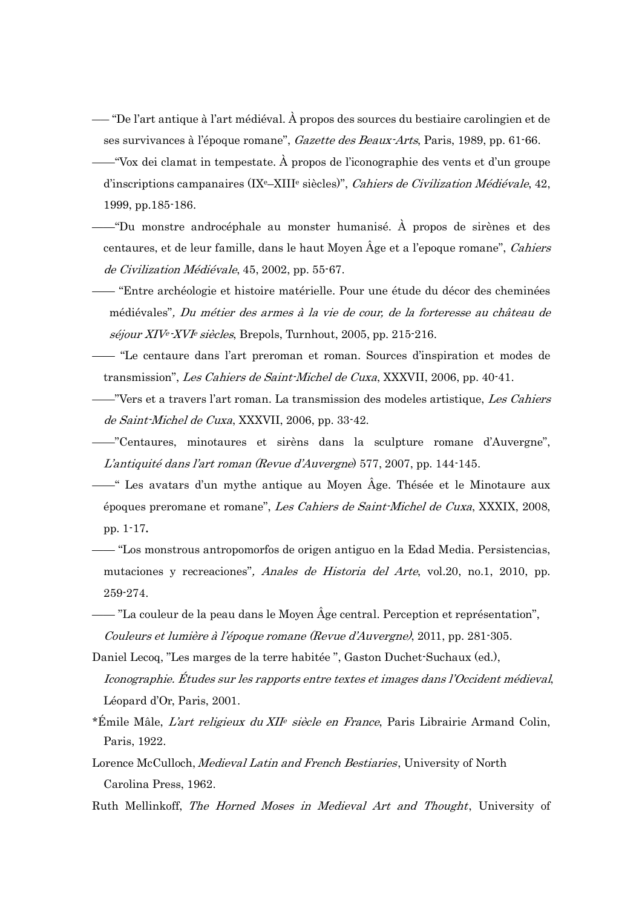—— "De l'art antique à l'art médiéval. À propos des sources du bestiaire carolingien et de ses survivances à l'époque romane", *Gazette des Beaux-Arts*, Paris, 1989, pp. 61-66.

——"Vox dei clamat in tempestate. À propos de l'iconographie des vents et d'un groupe d'inscriptions campanaires (IXe–XIIIe siècles)", *Cahiers de Civilization Médiévale*, 42, 1999, pp.185-186.

——"Du monstre androcéphale au monster humanisé. À propos de sirènes et des centaures, et de leur famille, dans le haut Moyen Âge et a l'epoque romane", *Cahiers de Civilization Médiévale*, 45, 2002, pp. 55-67.

—— "Entre archéologie et histoire matérielle. Pour une étude du décor des cheminées médiévales", *Du métier des armes à la vie de cour, de la forteresse au château de séjour XIVe-XVIe siècles*, Brepols, Turnhout, 2005, pp. 215-216.

—— "Le centaure dans l'art preroman et roman. Sources d'inspiration et modes de transmission", *Les Cahiers de Saint-Michel de Cuxa*, XXXVII, 2006, pp. 40-41.

——"Vers et a travers l'art roman. La transmission des modeles artistique, *Les Cahiers de Saint-Michel de Cuxa*, XXXVII, 2006, pp. 33-42.

——"Centaures, minotaures et sirèns dans la sculpture romane d'Auvergne", *L'antiquité dans l'art roman (Revue d'Auvergne)* 577, 2007, pp. 144-145.

——" Les avatars d'un mythe antique au Moyen Âge. Thésée et le Minotaure aux époques preromane et romane", *Les Cahiers de Saint-Michel de Cuxa*, XXXIX, 2008, pp. 1-17**.**

—— "Los monstrous antropomorfos de origen antiguo en la Edad Media. Persistencias, mutaciones y recreaciones", *Anales de Historia del Arte*, vol.20, no.1, 2010, pp. 259-274.

—— "La couleur de la peau dans le Moyen Âge central. Perception et représentation", *Couleurs et lumière à l'époque romane (Revue d'Auvergne)*, 2011, pp. 281-305.

Daniel Lecoq, "Les marges de la terre habitée ", Gaston Duchet-Suchaux (ed.), *Iconographie. Études sur les rapports entre textes et images dans l'Occident médieval*, Léopard d'Or, Paris, 2001.

*Émile Mâle, *L'art religieux du XIIe siècle en France*, Paris Librairie Armand Colin, Paris, 1922.

Lorence McCulloch, *Medieval Latin and French Bestiaries*, University of North Carolina Press, 1962.

Ruth Mellinkoff, *The Horned Moses in Medieval Art and Thought*, University of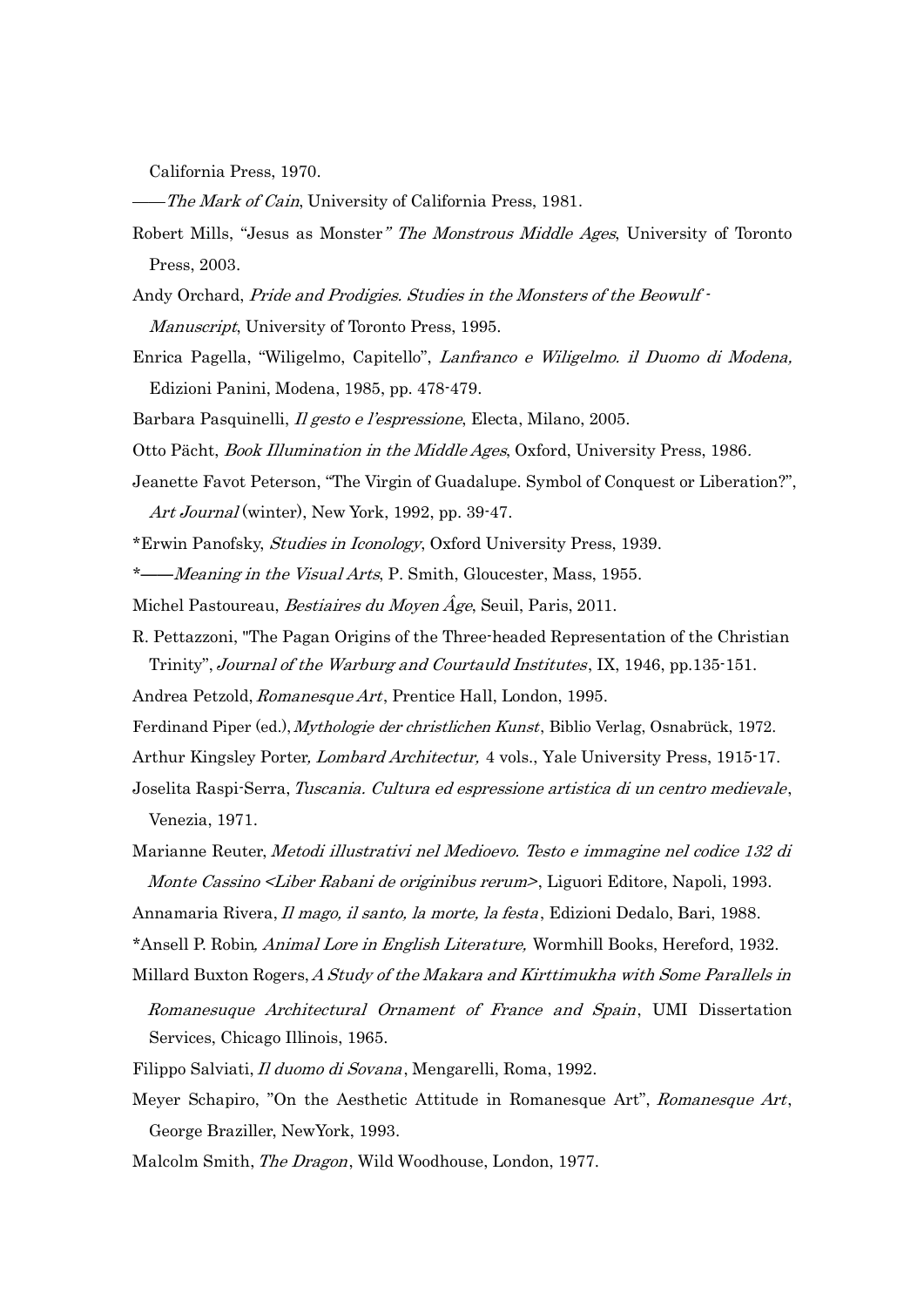California Press, 1970.

——*The Mark of Cain*, University of California Press, 1981.

Robert Mills, "Jesus as Monster*" The Monstrous Middle Ages*, University of Toronto Press, 2003.

Andy Orchard, *Pride and Prodigies. Studies in the Monsters of the Beowulf - Manuscript*, University of Toronto Press, 1995.

Enrica Pagella, "Wiligelmo, Capitello", *Lanfranco e Wiligelmo. il Duomo di Modena,* Edizioni Panini, Modena, 1985, pp. 478-479.

Barbara Pasquinelli, *Il gesto e l'espressione*, Electa, Milano, 2005.

Otto Pächt, *Book Illumination in the Middle Ages*, Oxford, University Press, 1986.

Jeanette Favot Peterson, "The Virgin of Guadalupe. Symbol of Conquest or Liberation?", *Art Journal* (winter), New York, 1992, pp. 39-47.

*Erwin Panofsky, *Studies in Iconology*, Oxford University Press, 1939.

*——*Meaning in the Visual Arts*, P. Smith, Gloucester, Mass, 1955.

Michel Pastoureau, *Bestiaires du Moyen Âge*, Seuil, Paris, 2011.

R. Pettazzoni, "The Pagan Origins of the Three-headed Representation of the Christian Trinity", *Journal of the Warburg and Courtauld Institutes*, IX, 1946, pp.135-151.

Andrea Petzold, *Romanesque Art*, Prentice Hall, London, 1995.

Ferdinand Piper (ed.), *Mythologie der christlichen Kunst*, Biblio Verlag, Osnabrück, 1972.

Arthur Kingsley Porter*, Lombard Architectur,* 4 vols., Yale University Press, 1915-17.

Joselita Raspi-Serra, *Tuscania. Cultura ed espressione artistica di un centro medievale*, Venezia, 1971.

Marianne Reuter, *Metodi illustrativi nel Medioevo. Testo e immagine nel codice 132 di Monte Cassino <Liber Rabani de originibus rerum>*, Liguori Editore, Napoli, 1993.

Annamaria Rivera, *Il mago, il santo, la morte, la festa*, Edizioni Dedalo, Bari, 1988.

*Ansell P. Robin*, Animal Lore in English Literature,* Wormhill Books, Hereford, 1932.

Millard Buxton Rogers, *A Study of the Makara and Kirttimukha with Some Parallels in Romanesuque Architectural Ornament of France and Spain*, UMI Dissertation Services, Chicago Illinois, 1965.

Filippo Salviati, *Il duomo di Sovana*, Mengarelli, Roma, 1992.

Meyer Schapiro, "On the Aesthetic Attitude in Romanesque Art", *Romanesque Art*, George Braziller, NewYork, 1993.

Malcolm Smith, *The Dragon*, Wild Woodhouse, London, 1977.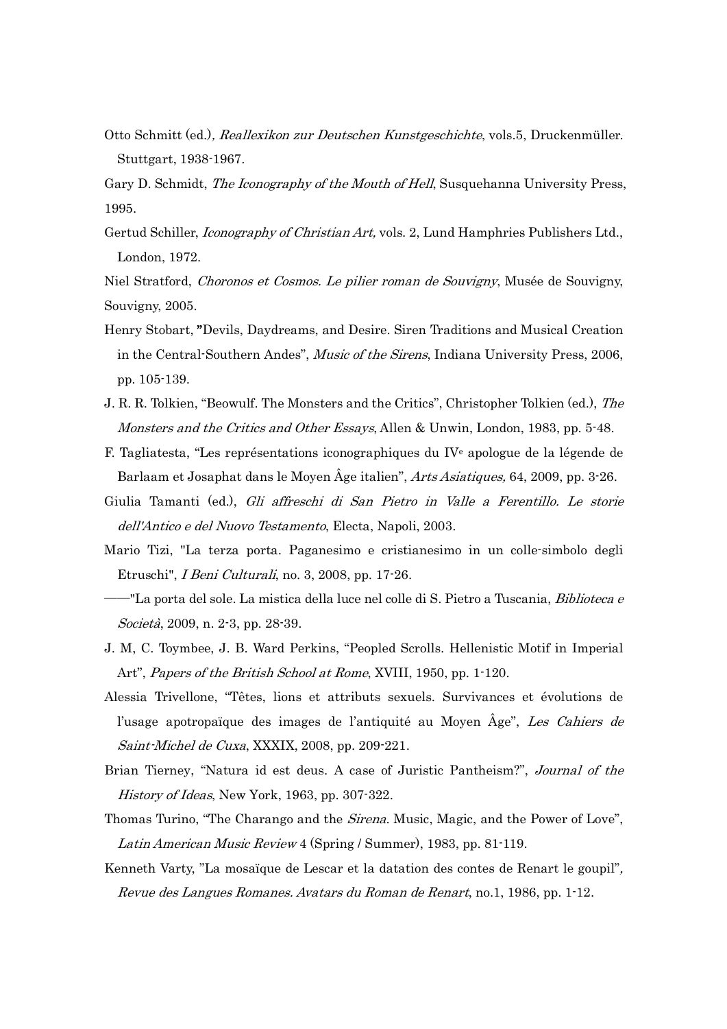Otto Schmitt (ed.), *Reallexikon zur Deutschen Kunstgeschichte*, vols.5, Druckenmüller. Stuttgart, 1938-1967.

Gary D. Schmidt, *The Iconography of the Mouth of Hell*, Susquehanna University Press, 1995.

Gertud Schiller, *Iconography of Christian Art,* vols. 2, Lund Hamphries Publishers Ltd., London, 1972.

Niel Stratford, *Choronos et Cosmos. Le pilier roman de Souvigny*, Musée de Souvigny, Souvigny, 2005.

Henry Stobart, "Devils, Daydreams, and Desire. Siren Traditions and Musical Creation in the Central-Southern Andes", *Music of the Sirens*, Indiana University Press, 2006, pp. 105-139.

J. R. R. Tolkien, "Beowulf. The Monsters and the Critics", Christopher Tolkien (ed.), *The Monsters and the Critics and Other Essays*, Allen & Unwin, London, 1983, pp. 5-48.

F. Tagliatesta, "Les représentations iconographiques du IV^e apologue de la légende de Barlaam et Josaphat dans le Moyen Âge italien", *Arts Asiatiques,* 64, 2009, pp. 3-26.

Giulia Tamanti (ed.), *Gli affreschi di San Pietro in Valle a Ferentillo. Le storie dell'Antico e del Nuovo Testamento*, Electa, Napoli, 2003.

Mario Tizi, "La terza porta. Paganesimo e cristianesimo in un colle-simbolo degli Etruschi", *I Beni Culturali*, no. 3, 2008, pp. 17-26.

——"La porta del sole. La mistica della luce nel colle di S. Pietro a Tuscania, *Biblioteca e Società*, 2009, n. 2-3, pp. 28-39.

J. M, C. Toymbee, J. B. Ward Perkins, "Peopled Scrolls. Hellenistic Motif in Imperial Art", *Papers of the British School at Rome*, XVIII, 1950, pp. 1-120.

Alessia Trivellone, "Têtes, lions et attributs sexuels. Survivances et évolutions de l'usage apotropaïque des images de l'antiquité au Moyen Âge", *Les Cahiers de Saint-Michel de Cuxa*, XXXIX, 2008, pp. 209-221.

Brian Tierney, "Natura id est deus. A case of Juristic Pantheism?", *Journal of the History of Ideas*, New York, 1963, pp. 307-322.

Thomas Turino, "The Charango and the *Sirena*. Music, Magic, and the Power of Love", *Latin American Music Review* 4 (Spring / Summer), 1983, pp. 81-119.

Kenneth Varty, "La mosaïque de Lescar et la datation des contes de Renart le goupil", *Revue des Langues Romanes. Avatars du Roman de Renart*, no.1, 1986, pp. 1-12.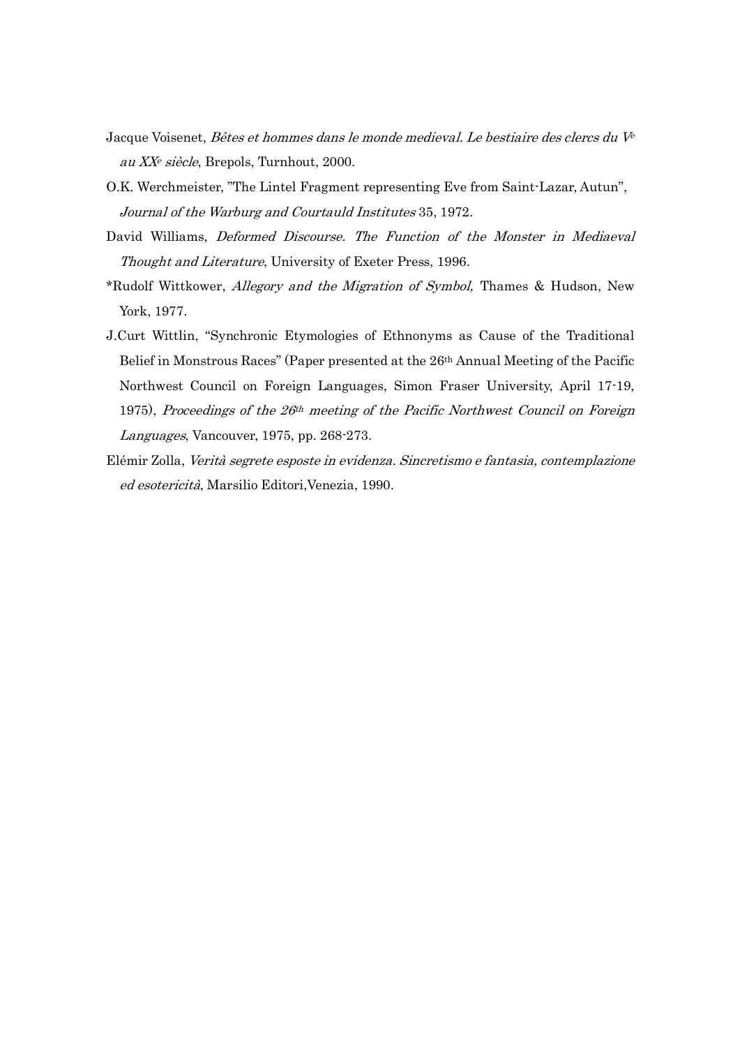Jacque Voisenet, *Bêtes et hommes dans le monde medieval. Le bestiaire des clercs du V[e] au XX[e] siècle*, Brepols, Turnhout, 2000.

O.K. Werchmeister, "The Lintel Fragment representing Eve from Saint-Lazar, Autun", *Journal of the Warburg and Courtauld Institutes* 35, 1972.

David Williams, *Deformed Discourse. The Function of the Monster in Mediaeval Thought and Literature*, University of Exeter Press, 1996.

*Rudolf Wittkower, *Allegory and the Migration of Symbol,* Thames & Hudson, New York, 1977.

J.Curt Wittlin, "Synchronic Etymologies of Ethnonyms as Cause of the Traditional Belief in Monstrous Races" (Paper presented at the 26[th] Annual Meeting of the Pacific Northwest Council on Foreign Languages, Simon Fraser University, April 17-19, 1975), *Proceedings of the 26[th] meeting of the Pacific Northwest Council on Foreign Languages*, Vancouver, 1975, pp. 268-273.

Elémir Zolla, *Verità segrete esposte in evidenza. Sincretismo e fantasia, contemplazione ed esotericità*, Marsilio Editori,Venezia, 1990.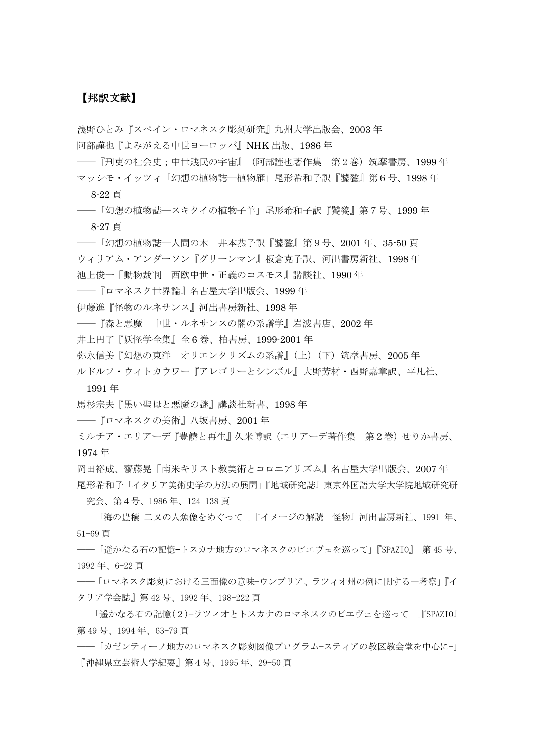## 【邦訳文献】

浅野ひとみ『スペイン・ロマネスク彫刻研究』九州大学出版会、2003 年

阿部謹也『よみがえる中世ヨーロッパ』NHK 出版、1986 年

――『刑吏の社会史；中世賤民の宇宙』（阿部謹也著作集　第 2 巻）筑摩書房、1999 年

マッシモ・イッツィ「幻想の植物誌―植物雁」尾形希和子訳『饕餮』第 6 号、1998 年 8-22 頁

――「幻想の植物誌―スキタイの植物子羊」尾形希和子訳『饕餮』第 7 号、1999 年 8-27 頁

――「幻想の植物誌―人間の木」井本恭子訳『饕餮』第 9 号、2001 年、35-50 頁

ウィリアム・アンダーソン『グリーンマン』板倉克子訳、河出書房新社、1998 年

池上俊一『動物裁判　西欧中世・正義のコスモス』講談社、1990 年

――『ロマネスク世界論』名古屋大学出版会、1999 年

伊藤進『怪物のルネサンス』河出書房新社、1998 年

――『森と悪魔　中世・ルネサンスの闇の系譜学』岩波書店、2002 年

井上円了『妖怪学全集』全 6 巻、柏書房、1999-2001 年

弥永信美『幻想の東洋　オリエンタリズムの系譜』（上）（下）筑摩書房、2005 年

ルドルフ・ウィトカウワー『アレゴリーとシンボル』大野芳材・西野嘉章訳、平凡社、1991 年

馬杉宗夫『黒い聖母と悪魔の謎』講談社新書、1998 年

――『ロマネスクの美術』八坂書房、2001 年

ミルチア・エリアーデ『豊饒と再生』久米博訳（エリアーデ著作集　第 2 巻）せりか書房、1974 年

岡田裕成、齋藤晃『南米キリスト教美術とコロニアリズム』名古屋大学出版会、2007 年

尾形希和子「イタリア美術史学の方法の展開」『地域研究誌』東京外国語大学大学院地域研究研究会、第 4 号、1986 年、124-138 頁

――「海の豊穣-二叉の人魚像をめぐって-」『イメージの解読　怪物』河出書房新社、1991 年、51-69 頁

――「遥かなる石の記憶-トスカナ地方のロマネスクのピエヴェを巡って」『SPAZIO』 第 45 号、1992 年、6-22 頁

――「ロマネスク彫刻における三面像の意味-ウンブリア、ラツィオ州の例に関する一考察」『イタリア学会誌』第 42 号、1992 年、198-222 頁

――「遥かなる石の記憶（2）-ラツィオとトスカナのロマネスクのピエヴェを巡って―」『SPAZIO』第 49 号、1994 年、63-79 頁

――「カゼンティーノ地方のロマネスク彫刻図像プログラム-スティアの教区教会堂を中心に-」『沖縄県立芸術大学紀要』第 4 号、1995 年、29-50 頁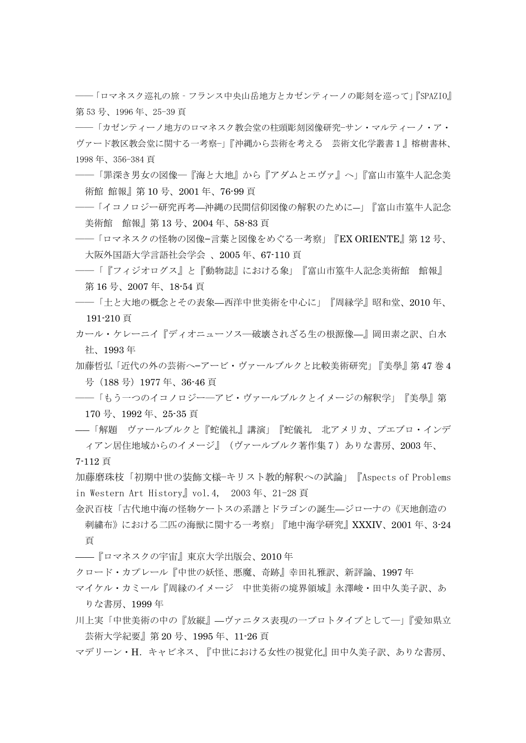――「ロマネスク巡礼の旅 - フランス中央山岳地方とカゼンティーノの彫刻を巡って」『SPAZIO』第 53 号、1996 年、25-39 頁

――「カゼンティーノ地方のロマネスク教会堂の柱頭彫刻図像研究−サン・マルティーノ・ア・ヴァード教区教会堂に関する一考察−」『沖縄から芸術を考える　芸術文化学叢書 1 』榕樹書林、1998 年、356-384 頁

――「罪深き男女の図像―『海と大地』から『アダムとエヴァ』へ」『富山市篁牛人記念美術館 館報』第 10 号、2001 年、76-99 頁

――「イコノロジー研究再考―沖縄の民間信仰図像の解釈のために―」『富山市篁牛人記念美術館　館報』第 13 号、2004 年、58-83 頁

――「ロマネスクの怪物の図像−言葉と図像をめぐる一考察」『EX ORIENTE』第 12 号、大阪外国語大学言語社会学会 、2005 年、67-110 頁

――「『フィジオログス』と『動物誌』における象」『富山市篁牛人記念美術館　館報』第 16 号、2007 年、18-54 頁

――「土と大地の概念とその表象―西洋中世美術を中心に」『周縁学』昭和堂、2010 年、191-210 頁

カール・ケレーニイ『ディオニューソス―破壊されざる生の根源像―』岡田素之訳、白水社、1993 年

加藤哲弘「近代の外の芸術へ−アービ・ヴァールブルクと比較美術研究」『美學』第 47 巻 4 号（188 号）1977 年、36-46 頁

――「もう一つのイコノロジー―アビ・ヴァールブルクとイメージの解釈学」『美學』第 170 号、1992 年、25-35 頁

―「解題　ヴァールブルクと『蛇儀礼』講演」『蛇儀礼　北アメリカ、プエブロ・インディアン居住地域からのイメージ』（ヴァールブルク著作集７）ありな書房、2003 年、7-112 頁

加藤磨珠枝「初期中世の装飾文様−キリスト教的解釈への試論」『Aspects of Problems in Western Art History』vol.4, 2003 年、21-28 頁

金沢百枝「古代地中海の怪物ケートスの系譜とドラゴンの誕生―ジローナの《天地創造の刺繍布》における二匹の海獣に関する一考察」『地中海学研究』XXXIV、2001 年、3-24 頁

――『ロマネスクの宇宙』東京大学出版会、2010 年

クロード・カプレール『中世の妖怪、悪魔、奇跡』幸田礼雅訳、新評論、1997 年

マイケル・カミール『周縁のイメージ　中世美術の境界領域』永澤峻・田中久美子訳、ありな書房、1999 年

川上実「中世美術の中の『放縦』―ヴァニタス表現の一プロトタイプとして―」『愛知県立芸術大学紀要』第 20 号、1995 年、11-26 頁

マデリーン・H．キャビネス、『中世における女性の視覚化』田中久美子訳、ありな書房、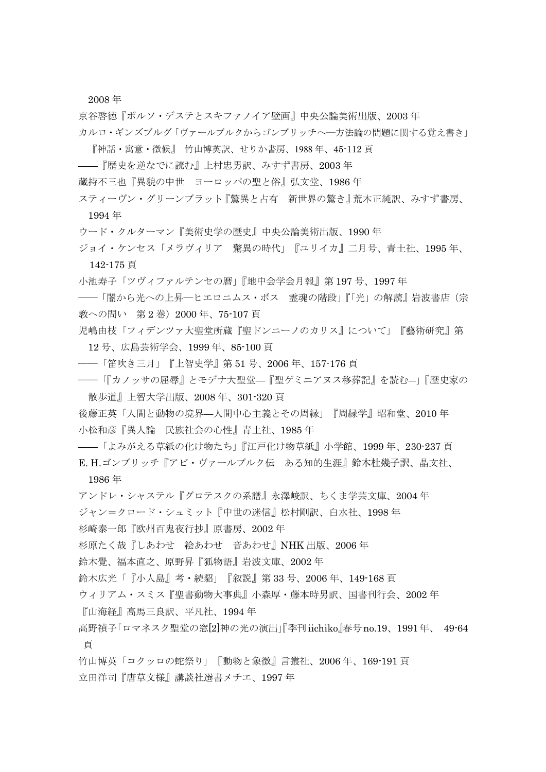2008 年

京谷啓徳『ボルソ・デステとスキファノイア壁画』中央公論美術出版、2003 年

カルロ・ギンズブルグ「ヴァールブルクからゴンブリッチへ―方法論の問題に関する覚え書き」『神話・寓意・徴候』 竹山博英訳、せりか書房、1988 年、45-112 頁

――『歴史を逆なでに読む』上村忠男訳、みすず書房、2003 年

蔵持不三也『異貌の中世　ヨーロッパの聖と俗』弘文堂、1986 年

スティーヴン・グリーンブラット『驚異と占有　新世界の驚き』荒木正純訳、みすず書房、1994 年

ウード・クルターマン『美術史学の歴史』中央公論美術出版、1990 年

ジョイ・ケンセス「メラヴィリア　驚異の時代」『ユリイカ』二月号、青土社、1995 年、142-175 頁

小池寿子「ツヴィファルテンセの暦」『地中会学会月報』第 197 号、1997 年

――「闇から光への上昇―ヒエロニムス・ボス　霊魂の階段」『「光」の解読』岩波書店（宗教への問い　第 2 巻）2000 年、75-107 頁

児嶋由枝「フィデンツァ大聖堂所蔵『聖ドンニーノのカリス』について」『藝術研究』第 12 号、広島芸術学会、1999 年、85-100 頁

――「笛吹き三月」『上智史学』第 51 号、2006 年、157-176 頁

――「『カノッサの屈辱』とモデナ大聖堂―『聖ゲミニアヌス移葬記』を読む―」『歴史家の散歩道』上智大学出版、2008 年、301-320 頁

後藤正英「人間と動物の境界―人間中心主義とその周縁」『周縁学』昭和堂、2010 年

小松和彦『異人論　民族社会の心性』青土社、1985 年

――「よみがえる草紙の化け物たち」『江戸化け物草紙』小学館、1999 年、230-237 頁

E. H.ゴンブリッチ『アビ・ヴァールブルク伝　ある知的生涯』鈴木杜幾子訳、晶文社、1986 年

アンドレ・シャステル『グロテスクの系譜』永澤峻訳、ちくま学芸文庫、2004 年

ジャン＝クロード・シュミット『中世の迷信』松村剛訳、白水社、1998 年

杉崎泰一郎『欧州百鬼夜行抄』原書房、2002 年

杉原たく哉『しあわせ　絵あわせ　音あわせ』NHK 出版、2006 年

鈴木覺、福本直之、原野昇『狐物語』岩波文庫、2002 年

鈴木広光「『小人島』考・続貂」『叙説』第 33 号、2006 年、149-168 頁

ウィリアム・スミス『聖書動物大事典』小森厚・藤本時男訳、国書刊行会、2002 年

『山海経』高馬三良訳、平凡社、1994 年

高野禎子「ロマネスク聖堂の窓[2]神の光の演出」『季刊 iichiko』春号 no.19、1991 年、 49-64 頁

竹山博英「コクッロの蛇祭り」『動物と象徴』言叢社、2006 年、169-191 頁

立田洋司『唐草文様』講談社選書メチエ、1997 年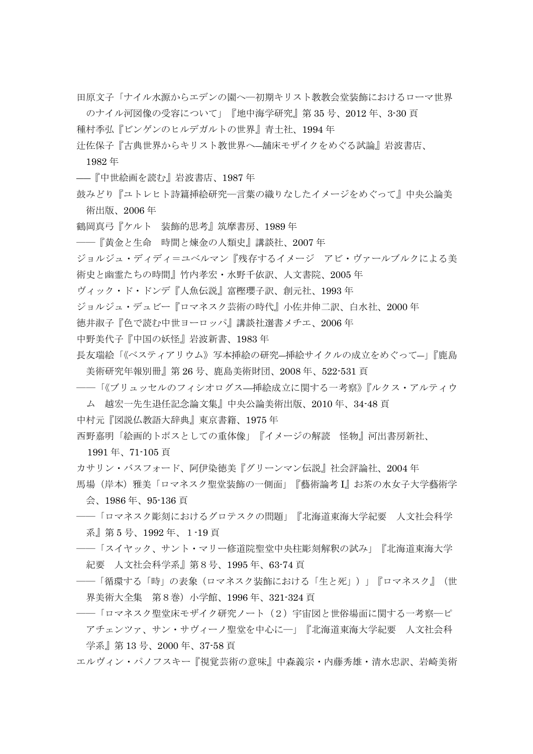田原文子「ナイル水源からエデンの園へ―初期キリスト教教会堂装飾におけるローマ世界のナイル河図像の受容について」『地中海学研究』第 35 号、2012 年、3-30 頁

種村季弘『ビンゲンのヒルデガルトの世界』青土社、1994 年

辻佐保子『古典世界からキリスト教世界へ―舗床モザイクをめぐる試論』岩波書店、1982 年

――『中世絵画を読む』岩波書店、1987 年

鼓みどり『ユトレヒト詩篇挿絵研究―言葉の織りなしたイメージをめぐって』中央公論美術出版、2006 年

鶴岡真弓『ケルト　装飾的思考』筑摩書房、1989 年

――『黄金と生命　時間と煉金の人類史』講談社、2007 年

ジョルジュ・ディディ＝ユベルマン『残存するイメージ　アビ・ヴァールブルクによる美術史と幽霊たちの時間』竹内孝宏・水野千依訳、人文書院、2005 年

ヴィック・ド・ドンデ『人魚伝説』富樫瓔子訳、創元社、1993 年

ジョルジュ・デュビー『ロマネスク芸術の時代』小佐井伸二訳、白水社、2000 年

徳井淑子『色で読む中世ヨーロッパ』講談社選書メチエ、2006 年

中野美代子『中国の妖怪』岩波新書、1983 年

長友瑞絵「《ベスティアリウム》写本挿絵の研究―挿絵サイクルの成立をめぐって―」『鹿島美術研究年報別冊』第 26 号、鹿島美術財団、2008 年、522-531 頁

――「《ブリュッセルのフィシオログス―挿絵成立に関する一考察》『ルクス・アルティウム　越宏一先生退任記念論文集』中央公論美術出版、2010 年、34-48 頁

中村元『図説仏教語大辞典』東京書籍、1975 年

西野嘉明「絵画的トポスとしての重体像」『イメージの解読　怪物』河出書房新社、1991 年、71-105 頁

カサリン・バスフォード、阿伊染徳美『グリーンマン伝説』社会評論社、2004 年

馬場（岸本）雅美「ロマネスク聖堂装飾の一側面」『藝術論考 I』お茶の水女子大学藝術学会、1986 年、95-136 頁

――「ロマネスク彫刻におけるグロテスクの問題」『北海道東海大学紀要　人文社会科学系』第 5 号、1992 年、1 -19 頁

――「スイヤック、サント・マリー修道院聖堂中央柱彫刻解釈の試み」『北海道東海大学紀要　人文社会科学系』第 8 号、1995 年、63-74 頁

――「循環する「時」の表象（ロマネスク装飾における「生と死」）」『ロマネスク』（世界美術大全集　第 8 巻）小学館、1996 年、321-324 頁

――「ロマネスク聖堂床モザイク研究ノート（2）宇宙図と世俗場面に関する一考察―ピアチェンツァ、サン・サヴィーノ聖堂を中心に―」『北海道東海大学紀要　人文社会科学系』第 13 号、2000 年、37-58 頁

エルヴィン・パノフスキー『視覚芸術の意味』中森義宗・内藤秀雄・清水忠訳、岩崎美術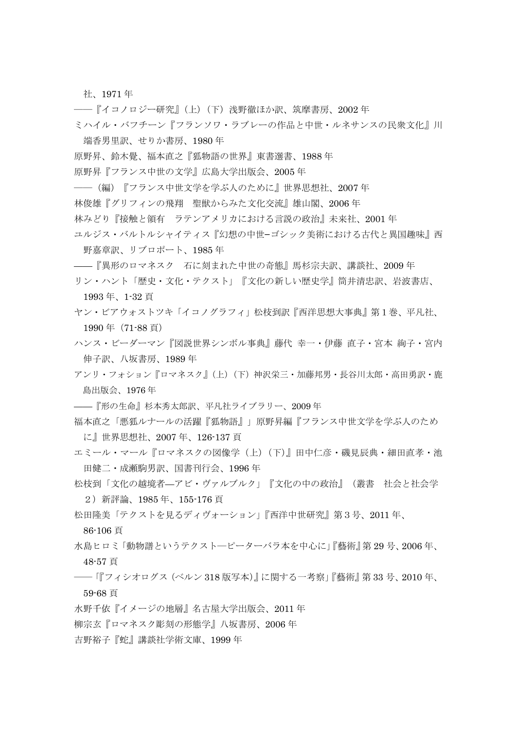社、1971 年

――『イコノロジー研究』（上）（下）浅野徹ほか訳、筑摩書房、2002 年

ミハイル・バフチーン『フランソワ・ラブレーの作品と中世・ルネサンスの民衆文化』川端香男里訳、せりか書房、1980 年

原野昇、鈴木覺、福本直之『狐物語の世界』東書選書、1988 年

原野昇『フランス中世の文学』広島大学出版会、2005 年

――（編）『フランス中世文学を学ぶ人のために』世界思想社、2007 年

林俊雄『グリフィンの飛翔　聖獣からみた文化交流』雄山閣、2006 年

林みどり『接触と領有　ラテンアメリカにおける言説の政治』未来社、2001 年

ユルジス・バルトルシャイティス『幻想の中世‒ゴシック美術における古代と異国趣味』西野嘉章訳、リブロポート、1985 年

――『異形のロマネスク　石に刻まれた中世の奇態』馬杉宗夫訳、講談社、2009 年

リン・ハント「歴史・文化・テクスト」『文化の新しい歴史学』筒井清忠訳、岩波書店、1993 年、1-32 頁

ヤン・ビアウォストツキ「イコノグラフィ」松枝到訳『西洋思想大事典』第 1 巻、平凡社、1990 年（71-88 頁）

ハンス・ビーダーマン『図説世界シンボル事典』藤代　幸一・伊藤　直子・宮本　絢子・宮内　伸子訳、八坂書房、1989 年

アンリ・フォション『ロマネスク』（上）（下）神沢栄三・加藤邦男・長谷川太郎・高田勇訳・鹿島出版会、1976 年

――『形の生命』杉本秀太郎訳、平凡社ライブラリー、2009 年

福本直之「悪狐ルナールの活躍『狐物語』」原野昇編『フランス中世文学を学ぶ人のために』世界思想社、2007 年、126-137 頁

エミール・マール『ロマネスクの図像学（上）（下）』田中仁彦・磯見辰典・細田直孝・池田健二・成瀬駒男訳、国書刊行会、1996 年

松枝到「文化の越境者―アビ・ヴァルブルク」『文化の中の政治』（叢書　社会と社会学２）新評論、1985 年、155-176 頁

松田隆美「テクストを見るディヴォーション」『西洋中世研究』第 3 号、2011 年、86-106 頁

水島ヒロミ「動物譜というテクスト―ピーターバラ本を中心に」『藝術』第 29 号、2006 年、48-57 頁

――「『フィシオログス（ベルン 318 版写本）』に関する一考察」『藝術』第 33 号、2010 年、59-68 頁

水野千依『イメージの地層』名古屋大学出版会、2011 年

柳宗玄『ロマネスク彫刻の形態学』八坂書房、2006 年

吉野裕子『蛇』講談社学術文庫、1999 年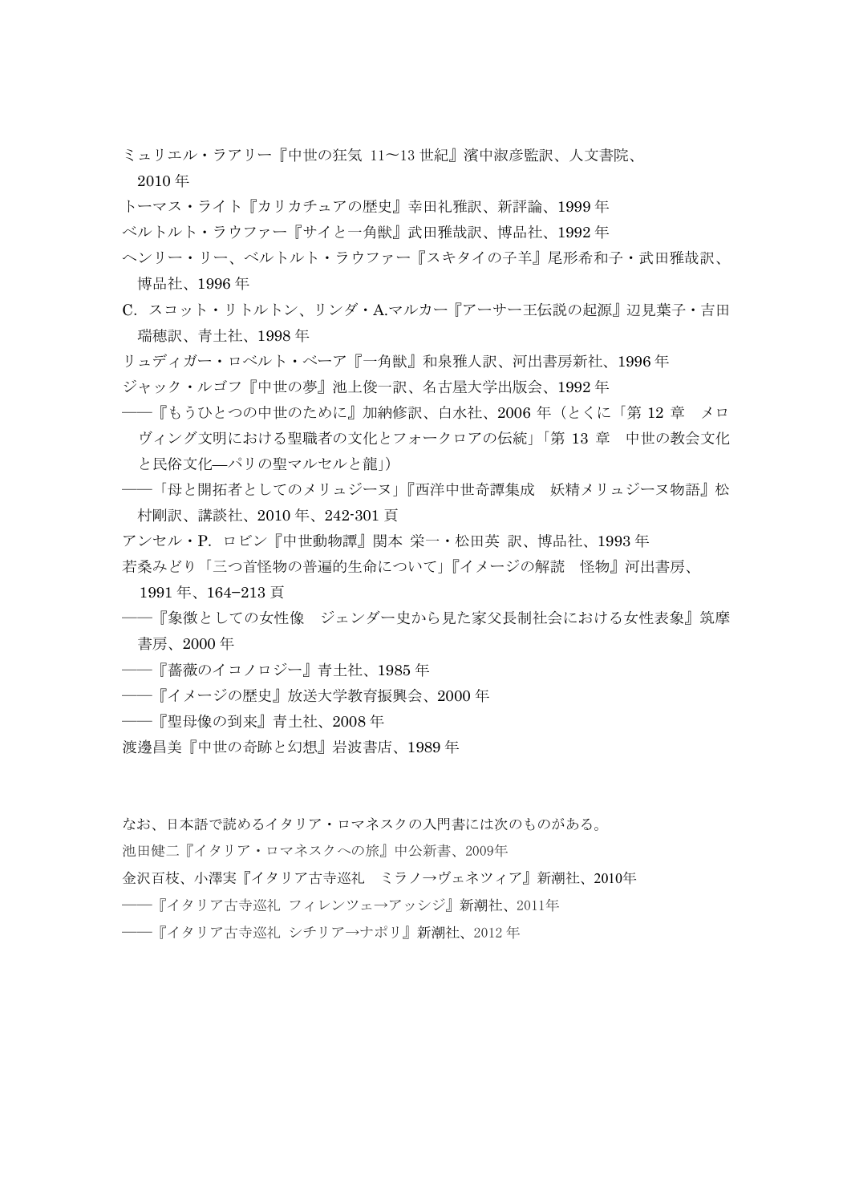ミュリエル・ラアリー『中世の狂気 11〜13 世紀』濱中淑彦監訳、人文書院、2010 年

トーマス・ライト『カリカチュアの歴史』幸田礼雅訳、新評論、1999 年

ベルトルト・ラウファー『サイと一角獣』武田雅哉訳、博品社、1992 年

ヘンリー・リー、ベルトルト・ラウファー『スキタイの子羊』尾形希和子・武田雅哉訳、博品社、1996 年

C. スコット・リトルトン、リンダ・A.マルカー『アーサー王伝説の起源』辺見葉子・吉田瑞穂訳、青土社、1998 年

リュディガー・ロベルト・ベーア『一角獣』和泉雅人訳、河出書房新社、1996 年

ジャック・ルゴフ『中世の夢』池上俊一訳、名古屋大学出版会、1992 年

——『もうひとつの中世のために』加納修訳、白水社、2006 年（とくに「第 12 章　メロヴィング文明における聖職者の文化とフォークロアの伝統」「第 13 章　中世の教会文化と民俗文化—パリの聖マルセルと龍」）

——「母と開拓者としてのメリュジーヌ」『西洋中世奇譚集成　妖精メリュジーヌ物語』松村剛訳、講談社、2010 年、242-301 頁

アンセル・P. ロビン『中世動物譚』関本 栄一・松田英 訳、博品社、1993 年

若桑みどり「三つ首怪物の普遍的生命について」『イメージの解読　怪物』河出書房、1991 年、164−213 頁

——『象徴としての女性像　ジェンダー史から見た家父長制社会における女性表象』筑摩書房、2000 年

——『薔薇のイコノロジー』青土社、1985 年

——『イメージの歴史』放送大学教育振興会、2000 年

——『聖母像の到来』青土社、2008 年

渡邊昌美『中世の奇跡と幻想』岩波書店、1989 年

なお、日本語で読めるイタリア・ロマネスクの入門書には次のものがある。

池田健二『イタリア・ロマネスクへの旅』中公新書、2009年

金沢百枝、小澤実『イタリア古寺巡礼　ミラノ→ヴェネツィア』新潮社、2010年

——『イタリア古寺巡礼 フィレンツェ→アッシジ』新潮社、2011年

——『イタリア古寺巡礼 シチリア→ナポリ』新潮社、2012 年